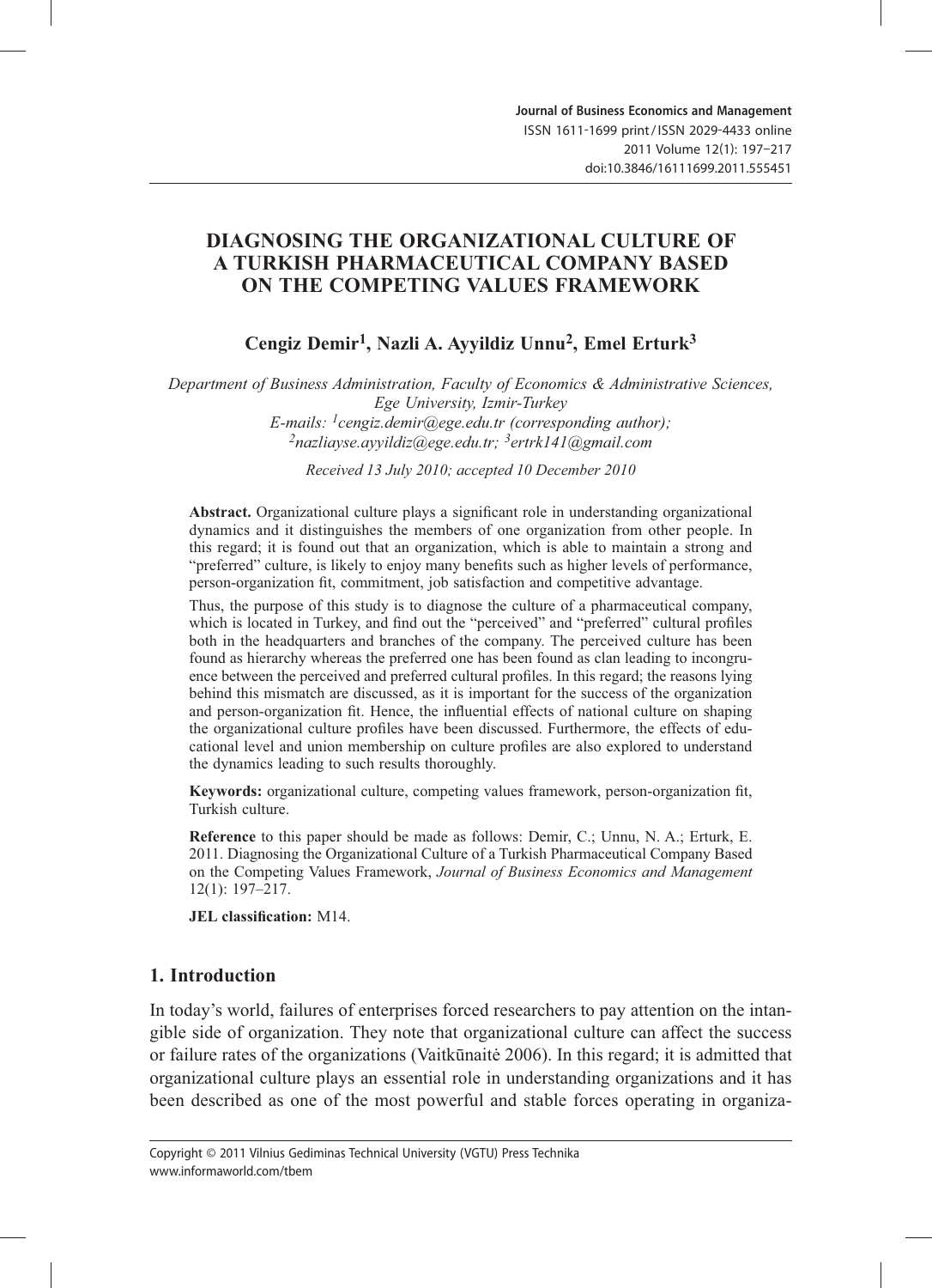Journal of Business Economics and Management
ISSN 1611-1699 print / ISSN 2029-4433 online
2011 Volume 12(1): 197–217
doi:10.3846/16111699.2011.555451

# DIAGNOSING THE ORGANIZATIONAL CULTURE OF A TURKISH PHARMACEUTICAL COMPANY BASED ON THE COMPETING VALUES FRAMEWORK

**Cengiz Demir[1], Nazli A. Ayyildiz Unnu[2], Emel Erturk[3]**

*Department of Business Administration, Faculty of Economics & Administrative Sciences, Ege University, Izmir-Turkey*
*E-mails: [1]cengiz.demir@ege.edu.tr (corresponding author); [2]nazliayse.ayyildiz@ege.edu.tr; [3]ertrk141@gmail.com*

*Received 13 July 2010; accepted 10 December 2010*

**Abstract.** Organizational culture plays a significant role in understanding organizational dynamics and it distinguishes the members of one organization from other people. In this regard; it is found out that an organization, which is able to maintain a strong and "preferred" culture, is likely to enjoy many benefits such as higher levels of performance, person-organization fit, commitment, job satisfaction and competitive advantage.

Thus, the purpose of this study is to diagnose the culture of a pharmaceutical company, which is located in Turkey, and find out the "perceived" and "preferred" cultural profiles both in the headquarters and branches of the company. The perceived culture has been found as hierarchy whereas the preferred one has been found as clan leading to incongruence between the perceived and preferred cultural profiles. In this regard; the reasons lying behind this mismatch are discussed, as it is important for the success of the organization and person-organization fit. Hence, the influential effects of national culture on shaping the organizational culture profiles have been discussed. Furthermore, the effects of educational level and union membership on culture profiles are also explored to understand the dynamics leading to such results thoroughly.

**Keywords:** organizational culture, competing values framework, person-organization fit, Turkish culture.

**Reference** to this paper should be made as follows: Demir, C.; Unnu, N. A.; Erturk, E. 2011. Diagnosing the Organizational Culture of a Turkish Pharmaceutical Company Based on the Competing Values Framework, *Journal of Business Economics and Management* 12(1): 197–217.

**JEL classification:** M14.

## 1. Introduction

In today's world, failures of enterprises forced researchers to pay attention on the intangible side of organization. They note that organizational culture can affect the success or failure rates of the organizations (Vaitkūnaitė 2006). In this regard; it is admitted that organizational culture plays an essential role in understanding organizations and it has been described as one of the most powerful and stable forces operating in organiza-

Copyright © 2011 Vilnius Gediminas Technical University (VGTU) Press Technika
www.informaworld.com/tbem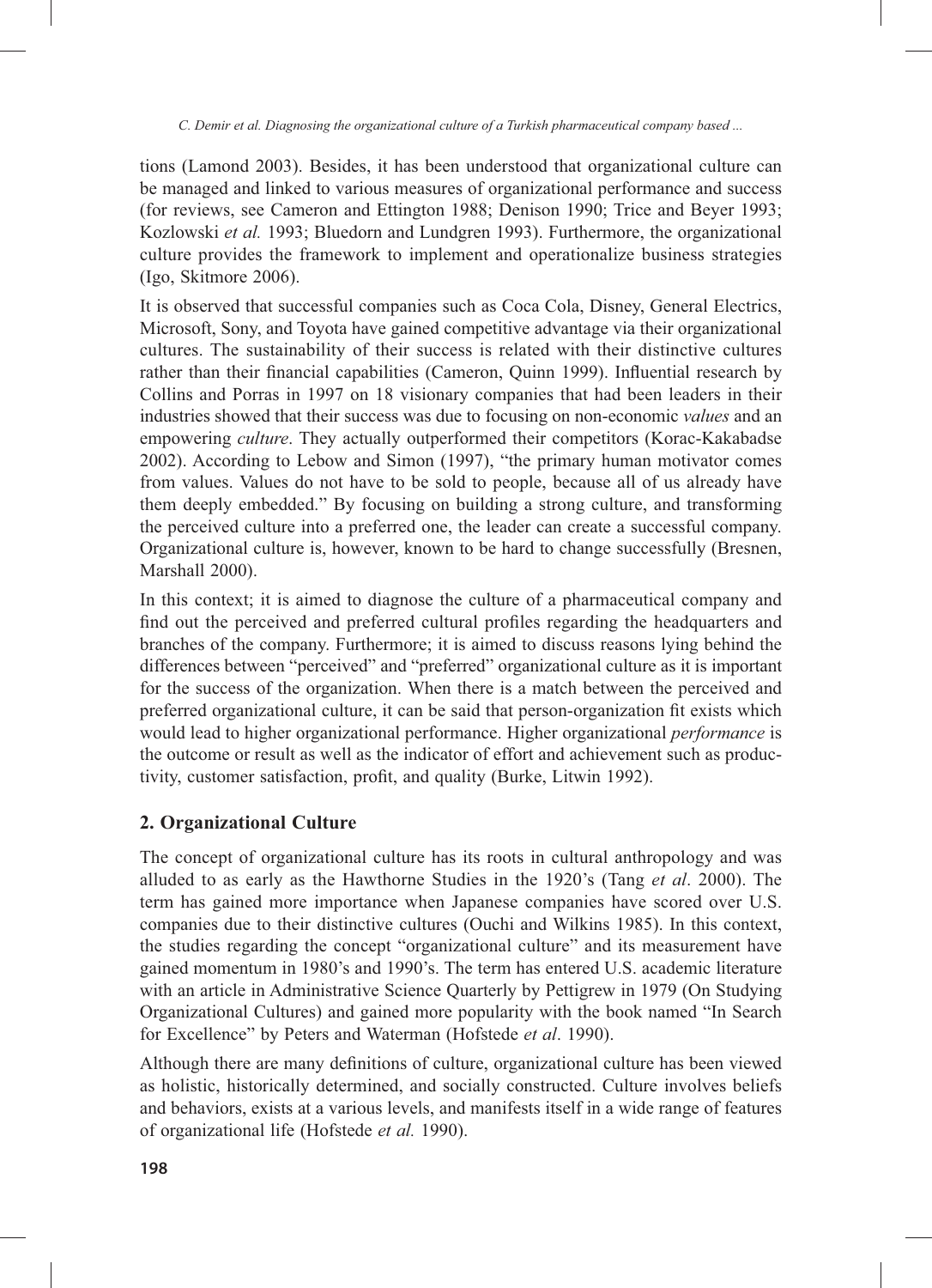tions (Lamond 2003). Besides, it has been understood that organizational culture can be managed and linked to various measures of organizational performance and success (for reviews, see Cameron and Ettington 1988; Denison 1990; Trice and Beyer 1993; Kozlowski *et al.* 1993; Bluedorn and Lundgren 1993). Furthermore, the organizational culture provides the framework to implement and operationalize business strategies (Igo, Skitmore 2006).

It is observed that successful companies such as Coca Cola, Disney, General Electrics, Microsoft, Sony, and Toyota have gained competitive advantage via their organizational cultures. The sustainability of their success is related with their distinctive cultures rather than their financial capabilities (Cameron, Quinn 1999). Influential research by Collins and Porras in 1997 on 18 visionary companies that had been leaders in their industries showed that their success was due to focusing on non-economic *values* and an empowering *culture*. They actually outperformed their competitors (Korac-Kakabadse 2002). According to Lebow and Simon (1997), "the primary human motivator comes from values. Values do not have to be sold to people, because all of us already have them deeply embedded." By focusing on building a strong culture, and transforming the perceived culture into a preferred one, the leader can create a successful company. Organizational culture is, however, known to be hard to change successfully (Bresnen, Marshall 2000).

In this context; it is aimed to diagnose the culture of a pharmaceutical company and find out the perceived and preferred cultural profiles regarding the headquarters and branches of the company. Furthermore; it is aimed to discuss reasons lying behind the differences between "perceived" and "preferred" organizational culture as it is important for the success of the organization. When there is a match between the perceived and preferred organizational culture, it can be said that person-organization fit exists which would lead to higher organizational performance. Higher organizational *performance* is the outcome or result as well as the indicator of effort and achievement such as productivity, customer satisfaction, profit, and quality (Burke, Litwin 1992).

## 2. Organizational Culture

The concept of organizational culture has its roots in cultural anthropology and was alluded to as early as the Hawthorne Studies in the 1920's (Tang *et al*. 2000). The term has gained more importance when Japanese companies have scored over U.S. companies due to their distinctive cultures (Ouchi and Wilkins 1985). In this context, the studies regarding the concept "organizational culture" and its measurement have gained momentum in 1980's and 1990's. The term has entered U.S. academic literature with an article in Administrative Science Quarterly by Pettigrew in 1979 (On Studying Organizational Cultures) and gained more popularity with the book named "In Search for Excellence" by Peters and Waterman (Hofstede *et al*. 1990).

Although there are many definitions of culture, organizational culture has been viewed as holistic, historically determined, and socially constructed. Culture involves beliefs and behaviors, exists at a various levels, and manifests itself in a wide range of features of organizational life (Hofstede *et al.* 1990).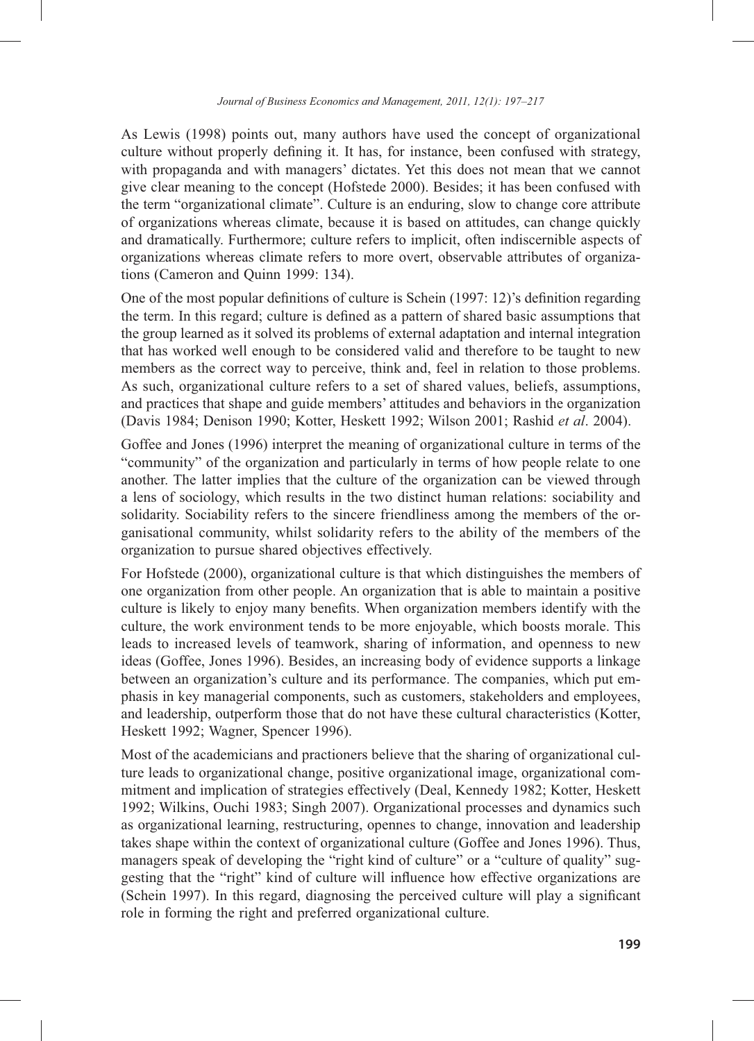As Lewis (1998) points out, many authors have used the concept of organizational culture without properly defining it. It has, for instance, been confused with strategy, with propaganda and with managers' dictates. Yet this does not mean that we cannot give clear meaning to the concept (Hofstede 2000). Besides; it has been confused with the term "organizational climate". Culture is an enduring, slow to change core attribute of organizations whereas climate, because it is based on attitudes, can change quickly and dramatically. Furthermore; culture refers to implicit, often indiscernible aspects of organizations whereas climate refers to more overt, observable attributes of organizations (Cameron and Quinn 1999: 134).

One of the most popular definitions of culture is Schein (1997: 12)'s definition regarding the term. In this regard; culture is defined as a pattern of shared basic assumptions that the group learned as it solved its problems of external adaptation and internal integration that has worked well enough to be considered valid and therefore to be taught to new members as the correct way to perceive, think and, feel in relation to those problems. As such, organizational culture refers to a set of shared values, beliefs, assumptions, and practices that shape and guide members' attitudes and behaviors in the organization (Davis 1984; Denison 1990; Kotter, Heskett 1992; Wilson 2001; Rashid *et al*. 2004).

Goffee and Jones (1996) interpret the meaning of organizational culture in terms of the "community" of the organization and particularly in terms of how people relate to one another. The latter implies that the culture of the organization can be viewed through a lens of sociology, which results in the two distinct human relations: sociability and solidarity. Sociability refers to the sincere friendliness among the members of the organisational community, whilst solidarity refers to the ability of the members of the organization to pursue shared objectives effectively.

For Hofstede (2000), organizational culture is that which distinguishes the members of one organization from other people. An organization that is able to maintain a positive culture is likely to enjoy many benefits. When organization members identify with the culture, the work environment tends to be more enjoyable, which boosts morale. This leads to increased levels of teamwork, sharing of information, and openness to new ideas (Goffee, Jones 1996). Besides, an increasing body of evidence supports a linkage between an organization's culture and its performance. The companies, which put emphasis in key managerial components, such as customers, stakeholders and employees, and leadership, outperform those that do not have these cultural characteristics (Kotter, Heskett 1992; Wagner, Spencer 1996).

Most of the academicians and practioners believe that the sharing of organizational culture leads to organizational change, positive organizational image, organizational commitment and implication of strategies effectively (Deal, Kennedy 1982; Kotter, Heskett 1992; Wilkins, Ouchi 1983; Singh 2007). Organizational processes and dynamics such as organizational learning, restructuring, opennes to change, innovation and leadership takes shape within the context of organizational culture (Goffee and Jones 1996). Thus, managers speak of developing the "right kind of culture" or a "culture of quality" suggesting that the "right" kind of culture will influence how effective organizations are (Schein 1997). In this regard, diagnosing the perceived culture will play a significant role in forming the right and preferred organizational culture.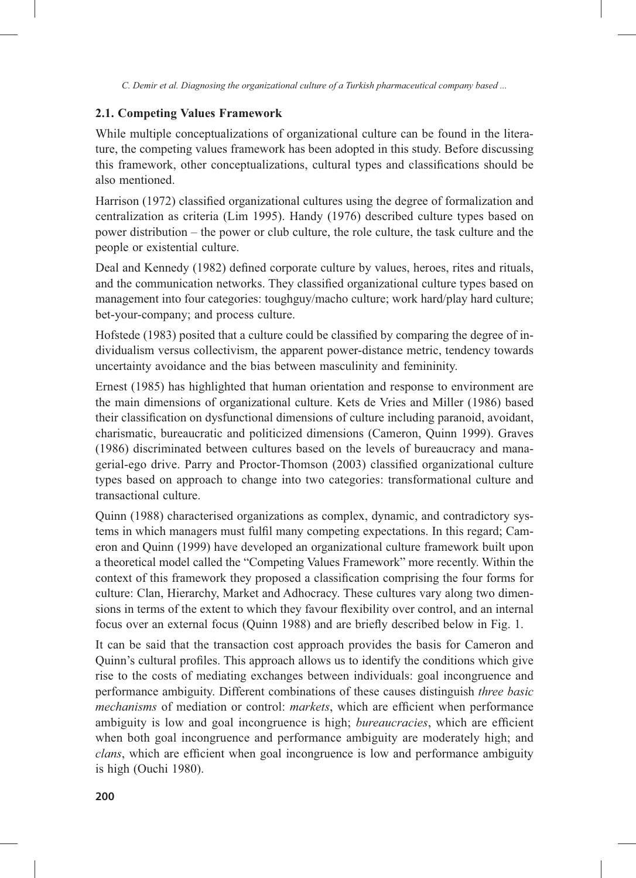### 2.1. Competing Values Framework

While multiple conceptualizations of organizational culture can be found in the literature, the competing values framework has been adopted in this study. Before discussing this framework, other conceptualizations, cultural types and classifications should be also mentioned.

Harrison (1972) classified organizational cultures using the degree of formalization and centralization as criteria (Lim 1995). Handy (1976) described culture types based on power distribution – the power or club culture, the role culture, the task culture and the people or existential culture.

Deal and Kennedy (1982) defined corporate culture by values, heroes, rites and rituals, and the communication networks. They classified organizational culture types based on management into four categories: toughguy/macho culture; work hard/play hard culture; bet-your-company; and process culture.

Hofstede (1983) posited that a culture could be classified by comparing the degree of individualism versus collectivism, the apparent power-distance metric, tendency towards uncertainty avoidance and the bias between masculinity and femininity.

Ernest (1985) has highlighted that human orientation and response to environment are the main dimensions of organizational culture. Kets de Vries and Miller (1986) based their classification on dysfunctional dimensions of culture including paranoid, avoidant, charismatic, bureaucratic and politicized dimensions (Cameron, Quinn 1999). Graves (1986) discriminated between cultures based on the levels of bureaucracy and managerial-ego drive. Parry and Proctor-Thomson (2003) classified organizational culture types based on approach to change into two categories: transformational culture and transactional culture.

Quinn (1988) characterised organizations as complex, dynamic, and contradictory systems in which managers must fulfil many competing expectations. In this regard; Cameron and Quinn (1999) have developed an organizational culture framework built upon a theoretical model called the "Competing Values Framework" more recently. Within the context of this framework they proposed a classification comprising the four forms for culture: Clan, Hierarchy, Market and Adhocracy. These cultures vary along two dimensions in terms of the extent to which they favour flexibility over control, and an internal focus over an external focus (Quinn 1988) and are briefly described below in Fig. 1.

It can be said that the transaction cost approach provides the basis for Cameron and Quinn's cultural profiles. This approach allows us to identify the conditions which give rise to the costs of mediating exchanges between individuals: goal incongruence and performance ambiguity. Different combinations of these causes distinguish *three basic mechanisms* of mediation or control: *markets*, which are efficient when performance ambiguity is low and goal incongruence is high; *bureaucracies*, which are efficient when both goal incongruence and performance ambiguity are moderately high; and *clans*, which are efficient when goal incongruence is low and performance ambiguity is high (Ouchi 1980).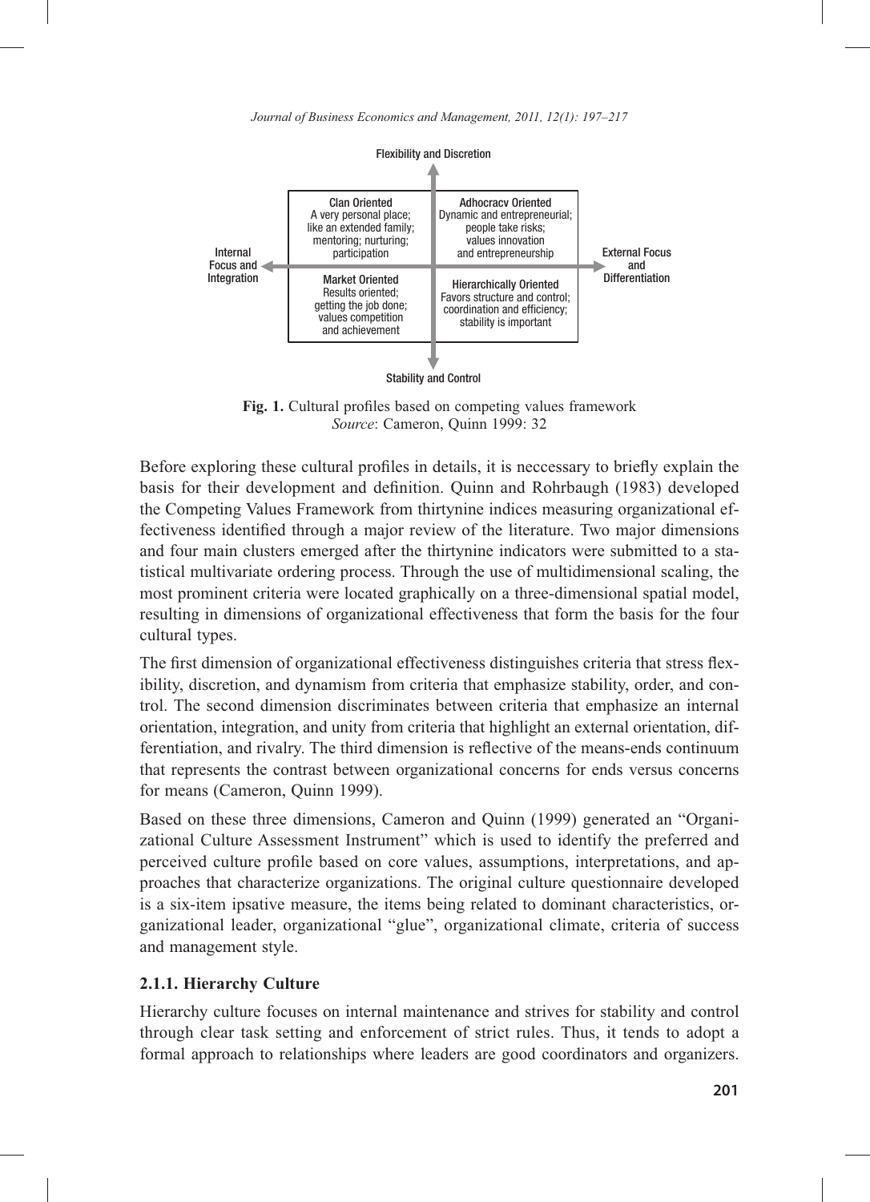Flexibility and Discretion

| | |
|---|---|
| Clan Oriented<br>A very personal place; like an extended family; mentoring; nurturing; participation | Adhocracy Oriented<br>Dynamic and entrepreneurial; people take risks; values innovation and entrepreneurship |
| Market Oriented<br>Results oriented; getting the job done; values competition and achievement | Hierarchically Oriented<br>Favors structure and control; coordination and efficiency; stability is important |

Internal Focus and Integration — External Focus and Differentiation

Stability and Control

**Fig. 1.** Cultural profiles based on competing values framework
*Source*: Cameron, Quinn 1999: 32

Before exploring these cultural profiles in details, it is neccessary to briefly explain the basis for their development and definition. Quinn and Rohrbaugh (1983) developed the Competing Values Framework from thirtynine indices measuring organizational effectiveness identified through a major review of the literature. Two major dimensions and four main clusters emerged after the thirtynine indicators were submitted to a statistical multivariate ordering process. Through the use of multidimensional scaling, the most prominent criteria were located graphically on a three-dimensional spatial model, resulting in dimensions of organizational effectiveness that form the basis for the four cultural types.

The first dimension of organizational effectiveness distinguishes criteria that stress flexibility, discretion, and dynamism from criteria that emphasize stability, order, and control. The second dimension discriminates between criteria that emphasize an internal orientation, integration, and unity from criteria that highlight an external orientation, differentiation, and rivalry. The third dimension is reflective of the means-ends continuum that represents the contrast between organizational concerns for ends versus concerns for means (Cameron, Quinn 1999).

Based on these three dimensions, Cameron and Quinn (1999) generated an "Organizational Culture Assessment Instrument" which is used to identify the preferred and perceived culture profile based on core values, assumptions, interpretations, and approaches that characterize organizations. The original culture questionnaire developed is a six-item ipsative measure, the items being related to dominant characteristics, organizational leader, organizational "glue", organizational climate, criteria of success and management style.

### 2.1.1. Hierarchy Culture

Hierarchy culture focuses on internal maintenance and strives for stability and control through clear task setting and enforcement of strict rules. Thus, it tends to adopt a formal approach to relationships where leaders are good coordinators and organizers.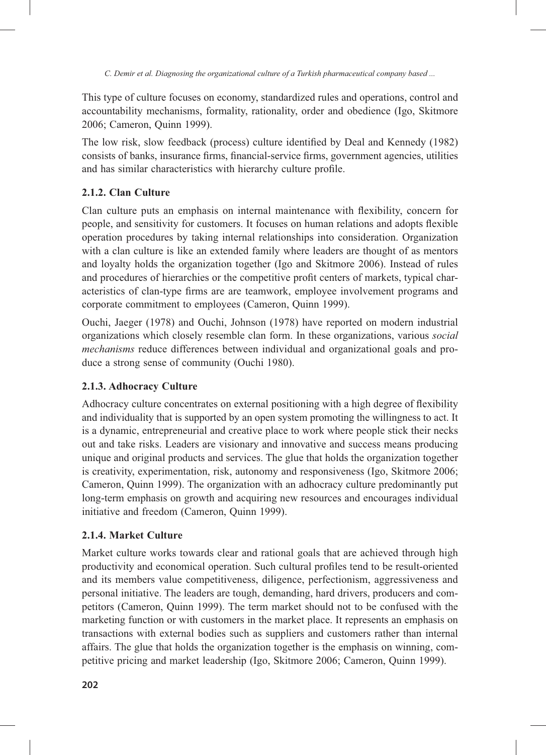This type of culture focuses on economy, standardized rules and operations, control and accountability mechanisms, formality, rationality, order and obedience (Igo, Skitmore 2006; Cameron, Quinn 1999).

The low risk, slow feedback (process) culture identified by Deal and Kennedy (1982) consists of banks, insurance firms, financial-service firms, government agencies, utilities and has similar characteristics with hierarchy culture profile.

### 2.1.2. Clan Culture

Clan culture puts an emphasis on internal maintenance with flexibility, concern for people, and sensitivity for customers. It focuses on human relations and adopts flexible operation procedures by taking internal relationships into consideration. Organization with a clan culture is like an extended family where leaders are thought of as mentors and loyalty holds the organization together (Igo and Skitmore 2006). Instead of rules and procedures of hierarchies or the competitive profit centers of markets, typical characteristics of clan-type firms are are teamwork, employee involvement programs and corporate commitment to employees (Cameron, Quinn 1999).

Ouchi, Jaeger (1978) and Ouchi, Johnson (1978) have reported on modern industrial organizations which closely resemble clan form. In these organizations, various *social mechanisms* reduce differences between individual and organizational goals and produce a strong sense of community (Ouchi 1980).

### 2.1.3. Adhocracy Culture

Adhocracy culture concentrates on external positioning with a high degree of flexibility and individuality that is supported by an open system promoting the willingness to act. It is a dynamic, entrepreneurial and creative place to work where people stick their necks out and take risks. Leaders are visionary and innovative and success means producing unique and original products and services. The glue that holds the organization together is creativity, experimentation, risk, autonomy and responsiveness (Igo, Skitmore 2006; Cameron, Quinn 1999). The organization with an adhocracy culture predominantly put long-term emphasis on growth and acquiring new resources and encourages individual initiative and freedom (Cameron, Quinn 1999).

### 2.1.4. Market Culture

Market culture works towards clear and rational goals that are achieved through high productivity and economical operation. Such cultural profiles tend to be result-oriented and its members value competitiveness, diligence, perfectionism, aggressiveness and personal initiative. The leaders are tough, demanding, hard drivers, producers and competitors (Cameron, Quinn 1999). The term market should not to be confused with the marketing function or with customers in the market place. It represents an emphasis on transactions with external bodies such as suppliers and customers rather than internal affairs. The glue that holds the organization together is the emphasis on winning, competitive pricing and market leadership (Igo, Skitmore 2006; Cameron, Quinn 1999).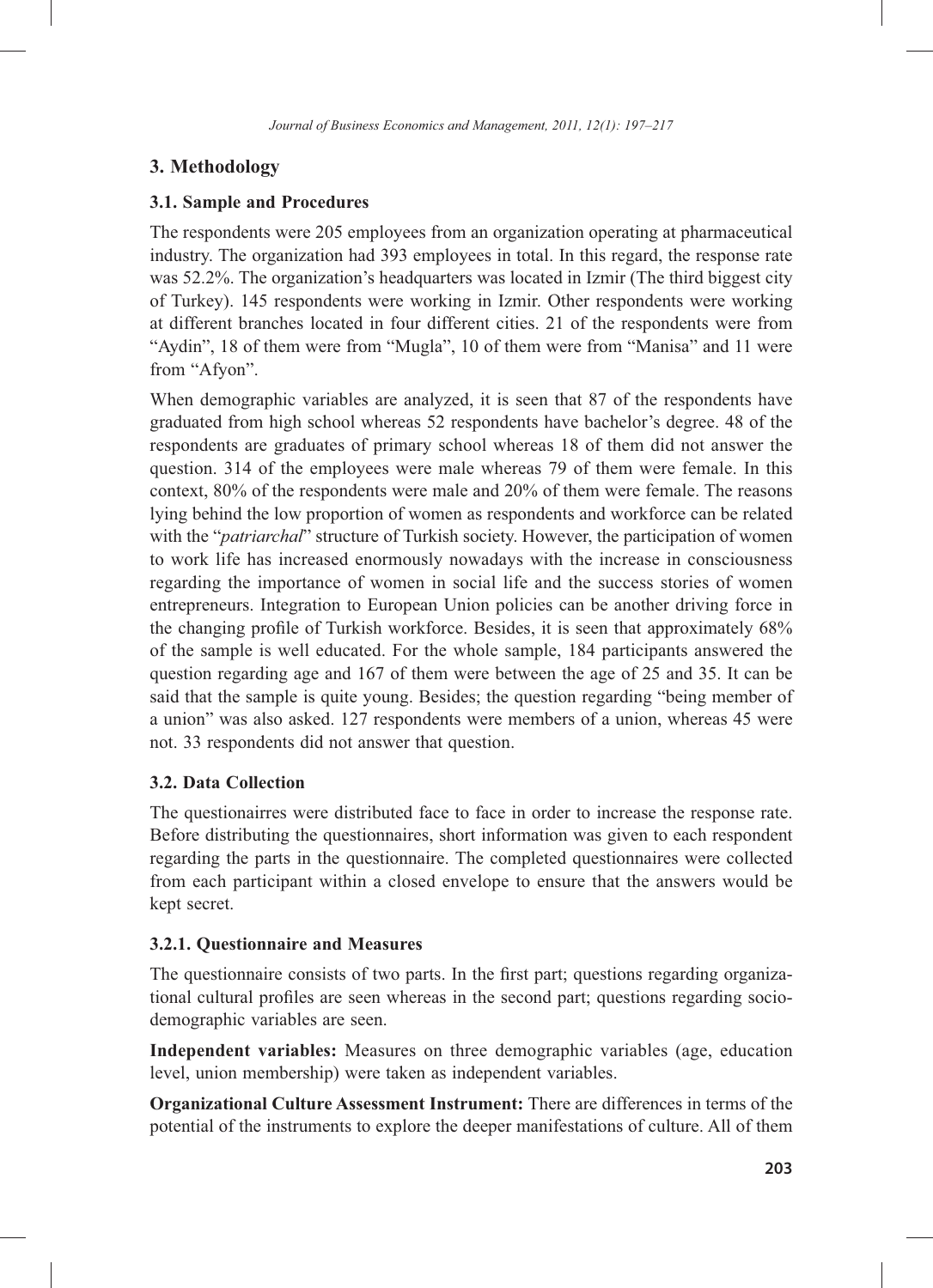## 3. Methodology

### 3.1. Sample and Procedures

The respondents were 205 employees from an organization operating at pharmaceutical industry. The organization had 393 employees in total. In this regard, the response rate was 52.2%. The organization's headquarters was located in Izmir (The third biggest city of Turkey). 145 respondents were working in Izmir. Other respondents were working at different branches located in four different cities. 21 of the respondents were from "Aydin", 18 of them were from "Mugla", 10 of them were from "Manisa" and 11 were from "Afyon".

When demographic variables are analyzed, it is seen that 87 of the respondents have graduated from high school whereas 52 respondents have bachelor's degree. 48 of the respondents are graduates of primary school whereas 18 of them did not answer the question. 314 of the employees were male whereas 79 of them were female. In this context, 80% of the respondents were male and 20% of them were female. The reasons lying behind the low proportion of women as respondents and workforce can be related with the "*patriarchal*" structure of Turkish society. However, the participation of women to work life has increased enormously nowadays with the increase in consciousness regarding the importance of women in social life and the success stories of women entrepreneurs. Integration to European Union policies can be another driving force in the changing profile of Turkish workforce. Besides, it is seen that approximately 68% of the sample is well educated. For the whole sample, 184 participants answered the question regarding age and 167 of them were between the age of 25 and 35. It can be said that the sample is quite young. Besides; the question regarding "being member of a union" was also asked. 127 respondents were members of a union, whereas 45 were not. 33 respondents did not answer that question.

### 3.2. Data Collection

The questionairres were distributed face to face in order to increase the response rate. Before distributing the questionnaires, short information was given to each respondent regarding the parts in the questionnaire. The completed questionnaires were collected from each participant within a closed envelope to ensure that the answers would be kept secret.

#### 3.2.1. Questionnaire and Measures

The questionnaire consists of two parts. In the first part; questions regarding organizational cultural profiles are seen whereas in the second part; questions regarding socio-demographic variables are seen.

**Independent variables:** Measures on three demographic variables (age, education level, union membership) were taken as independent variables.

**Organizational Culture Assessment Instrument:** There are differences in terms of the potential of the instruments to explore the deeper manifestations of culture. All of them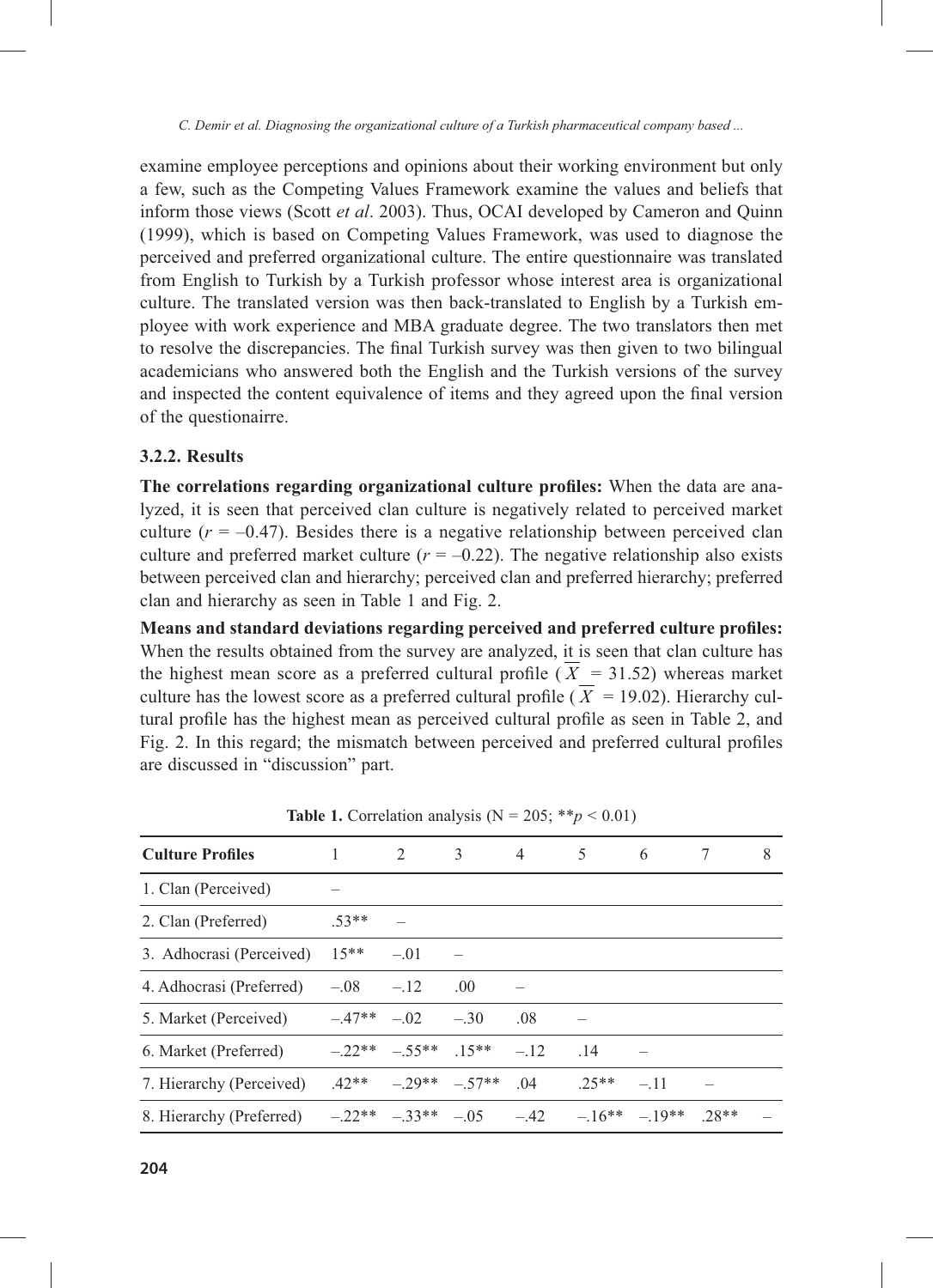examine employee perceptions and opinions about their working environment but only a few, such as the Competing Values Framework examine the values and beliefs that inform those views (Scott *et al*. 2003). Thus, OCAI developed by Cameron and Quinn (1999), which is based on Competing Values Framework, was used to diagnose the perceived and preferred organizational culture. The entire questionnaire was translated from English to Turkish by a Turkish professor whose interest area is organizational culture. The translated version was then back-translated to English by a Turkish employee with work experience and MBA graduate degree. The two translators then met to resolve the discrepancies. The final Turkish survey was then given to two bilingual academicians who answered both the English and the Turkish versions of the survey and inspected the content equivalence of items and they agreed upon the final version of the questionairre.

### 3.2.2. Results

**The correlations regarding organizational culture profiles:** When the data are analyzed, it is seen that perceived clan culture is negatively related to perceived market culture ($r = -0.47$). Besides there is a negative relationship between perceived clan culture and preferred market culture ($r = -0.22$). The negative relationship also exists between perceived clan and hierarchy; perceived clan and preferred hierarchy; preferred clan and hierarchy as seen in Table 1 and Fig. 2.

**Means and standard deviations regarding perceived and preferred culture profiles:** When the results obtained from the survey are analyzed, it is seen that clan culture has the highest mean score as a preferred cultural profile ($\overline{X} = 31.52$) whereas market culture has the lowest score as a preferred cultural profile ($\overline{X} = 19.02$). Hierarchy cultural profile has the highest mean as perceived cultural profile as seen in Table 2, and Fig. 2. In this regard; the mismatch between perceived and preferred cultural profiles are discussed in "discussion" part.

**Table 1.** Correlation analysis (N = 205; $^{**}p < 0.01$)

| Culture Profiles | 1 | 2 | 3 | 4 | 5 | 6 | 7 | 8 |
|---|---|---|---|---|---|---|---|---|
| 1. Clan (Perceived) | – | | | | | | | |
| 2. Clan (Preferred) | .53** | – | | | | | | |
| 3. Adhocrasi (Perceived) | 15** | –.01 | – | | | | | |
| 4. Adhocrasi (Preferred) | –.08 | –.12 | .00 | – | | | | |
| 5. Market (Perceived) | –.47** | –.02 | –.30 | .08 | – | | | |
| 6. Market (Preferred) | –.22** | –.55** | .15** | –.12 | .14 | – | | |
| 7. Hierarchy (Perceived) | .42** | –.29** | –.57** | .04 | .25** | –.11 | – | |
| 8. Hierarchy (Preferred) | –.22** | –.33** | –.05 | –.42 | –.16** | –.19** | .28** | – |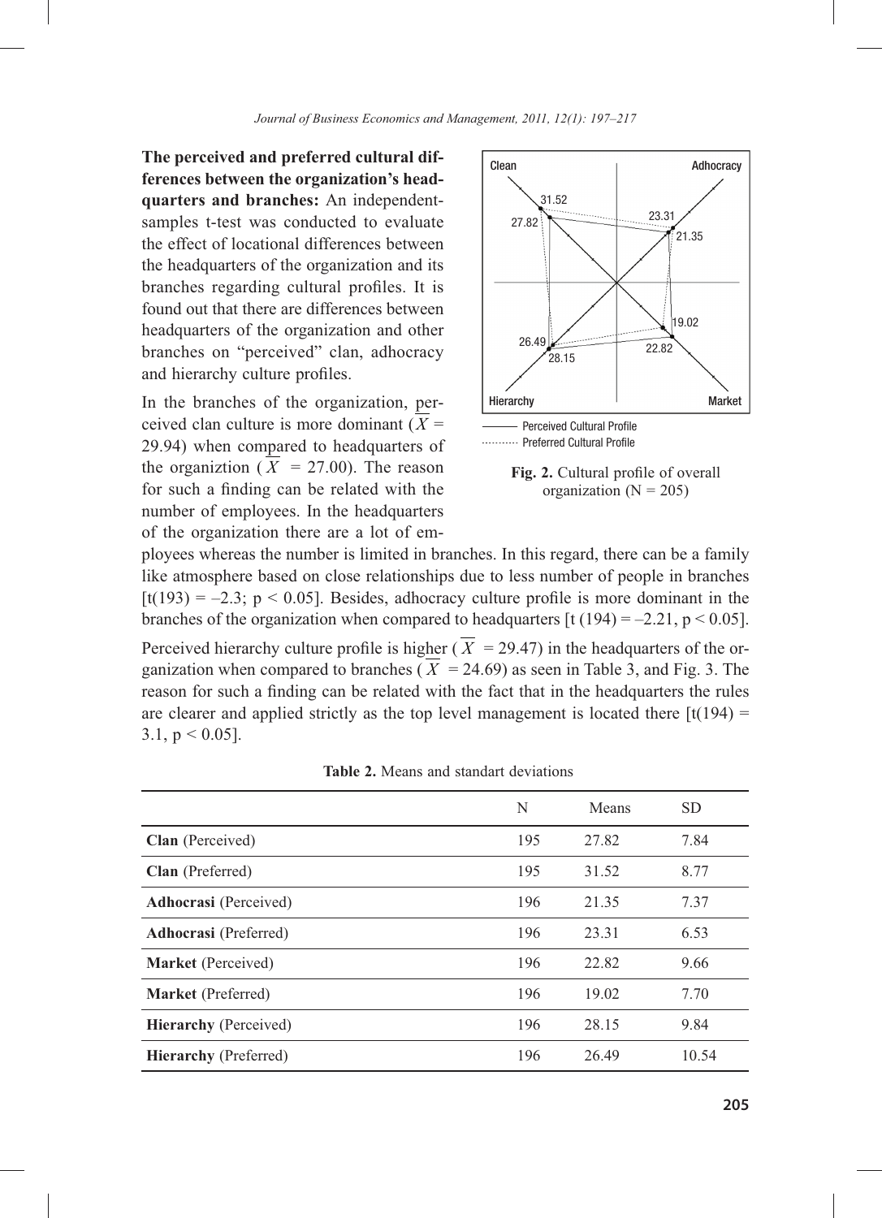**The perceived and preferred cultural differences between the organization's headquarters and branches:** An independent-samples t-test was conducted to evaluate the effect of locational differences between the headquarters of the organization and its branches regarding cultural profiles. It is found out that there are differences between headquarters of the organization and other branches on "perceived" clan, adhocracy and hierarchy culture profiles.

In the branches of the organization, perceived clan culture is more dominant ($\overline{X}$ = 29.94) when compared to headquarters of the organiztion ($\overline{X}$ = 27.00). The reason for such a finding can be related with the number of employees. In the headquarters of the organization there are a lot of employees whereas the number is limited in branches. In this regard, there can be a family like atmosphere based on close relationships due to less number of people in branches [$t(193) = -2.3$; $p < 0.05$]. Besides, adhocracy culture profile is more dominant in the branches of the organization when compared to headquarters [$t(194) = -2.21$, $p < 0.05$].

Perceived hierarchy culture profile is higher ($\overline{X}$ = 29.47) in the headquarters of the organization when compared to branches ($\overline{X}$ = 24.69) as seen in Table 3, and Fig. 3. The reason for such a finding can be related with the fact that in the headquarters the rules are clearer and applied strictly as the top level management is located there [$t(194) = 3.1$, $p < 0.05$].

**Fig. 2.** Cultural profile of overall organization (N = 205)

**Table 2.** Means and standart deviations

| | N | Means | SD |
|---|---|---|---|
| **Clan** (Perceived) | 195 | 27.82 | 7.84 |
| **Clan** (Preferred) | 195 | 31.52 | 8.77 |
| **Adhocrasi** (Perceived) | 196 | 21.35 | 7.37 |
| **Adhocrasi** (Preferred) | 196 | 23.31 | 6.53 |
| **Market** (Perceived) | 196 | 22.82 | 9.66 |
| **Market** (Preferred) | 196 | 19.02 | 7.70 |
| **Hierarchy** (Perceived) | 196 | 28.15 | 9.84 |
| **Hierarchy** (Preferred) | 196 | 26.49 | 10.54 |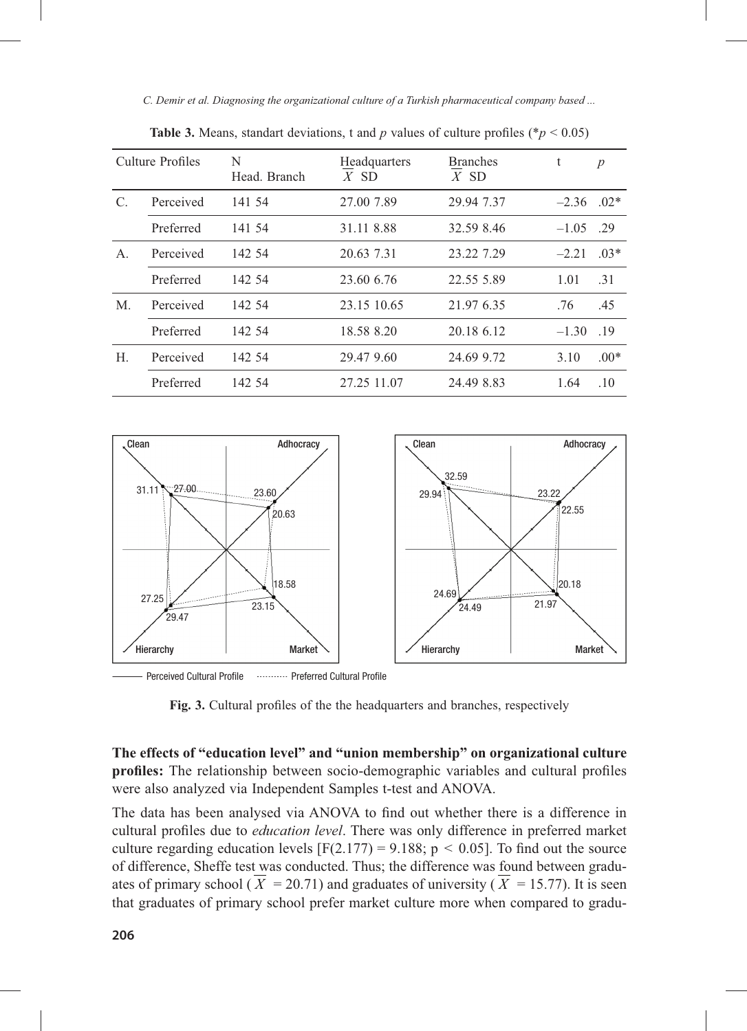**Table 3.** Means, standart deviations, t and $p$ values of culture profiles (* $p < 0.05$)

| Culture Profiles | | N Head. Branch | Headquarters $\overline{X}$ SD | Branches $\overline{X}$ SD | t | $p$ |
|---|---|---|---|---|---|---|
| C. | Perceived | 141 54 | 27.00 7.89 | 29.94 7.37 | –2.36 | .02* |
| | Preferred | 141 54 | 31.11 8.88 | 32.59 8.46 | –1.05 | .29 |
| A. | Perceived | 142 54 | 20.63 7.31 | 23.22 7.29 | –2.21 | .03* |
| | Preferred | 142 54 | 23.60 6.76 | 22.55 5.89 | 1.01 | .31 |
| M. | Perceived | 142 54 | 23.15 10.65 | 21.97 6.35 | .76 | .45 |
| | Preferred | 142 54 | 18.58 8.20 | 20.18 6.12 | –1.30 | .19 |
| H. | Perceived | 142 54 | 29.47 9.60 | 24.69 9.72 | 3.10 | .00* |
| | Preferred | 142 54 | 27.25 11.07 | 24.49 8.83 | 1.64 | .10 |

Perceived Cultural Profile ········· Preferred Cultural Profile

**Fig. 3.** Cultural profiles of the the headquarters and branches, respectively

**The effects of "education level" and "union membership" on organizational culture profiles:** The relationship between socio-demographic variables and cultural profiles were also analyzed via Independent Samples t-test and ANOVA.

The data has been analysed via ANOVA to find out whether there is a difference in cultural profiles due to *education level*. There was only difference in preferred market culture regarding education levels [$F(2.177) = 9.188$; $p < 0.05$]. To find out the source of difference, Sheffe test was conducted. Thus; the difference was found between graduates of primary school ($\overline{X} = 20.71$) and graduates of university ($\overline{X} = 15.77$). It is seen that graduates of primary school prefer market culture more when compared to gradu-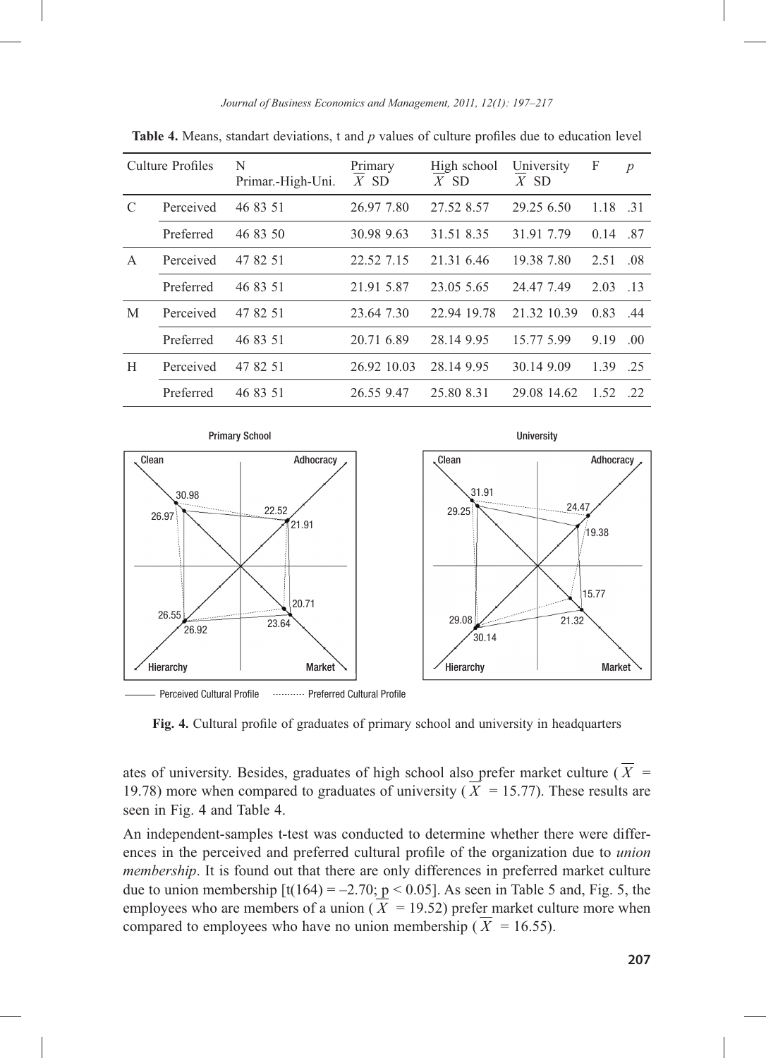**Table 4.** Means, standart deviations, t and *p* values of culture profiles due to education level

| Culture Profiles | | N Primar.-High-Uni. | Primary $\overline{X}$ SD | High school $\overline{X}$ SD | University $\overline{X}$ SD | F | *p* |
|---|---|---|---|---|---|---|---|
| C | Perceived | 46 83 51 | 26.97 7.80 | 27.52 8.57 | 29.25 6.50 | 1.18 | .31 |
| | Preferred | 46 83 50 | 30.98 9.63 | 31.51 8.35 | 31.91 7.79 | 0.14 | .87 |
| A | Perceived | 47 82 51 | 22.52 7.15 | 21.31 6.46 | 19.38 7.80 | 2.51 | .08 |
| | Preferred | 46 83 51 | 21.91 5.87 | 23.05 5.65 | 24.47 7.49 | 2.03 | .13 |
| M | Perceived | 47 82 51 | 23.64 7.30 | 22.94 19.78 | 21.32 10.39 | 0.83 | .44 |
| | Preferred | 46 83 51 | 20.71 6.89 | 28.14 9.95 | 15.77 5.99 | 9.19 | .00 |
| H | Perceived | 47 82 51 | 26.92 10.03 | 28.14 9.95 | 30.14 9.09 | 1.39 | .25 |
| | Preferred | 46 83 51 | 26.55 9.47 | 25.80 8.31 | 29.08 14.62 | 1.52 | .22 |

**Fig. 4.** Cultural profile of graduates of primary school and university in headquarters

ates of university. Besides, graduates of high school also prefer market culture ($\overline{X}$ = 19.78) more when compared to graduates of university ($\overline{X}$ = 15.77). These results are seen in Fig. 4 and Table 4.

An independent-samples t-test was conducted to determine whether there were differences in the perceived and preferred cultural profile of the organization due to *union membership*. It is found out that there are only differences in preferred market culture due to union membership [$t(164) = -2.70$; $p < 0.05$]. As seen in Table 5 and, Fig. 5, the employees who are members of a union ($\overline{X}$ = 19.52) prefer market culture more when compared to employees who have no union membership ($\overline{X}$ = 16.55).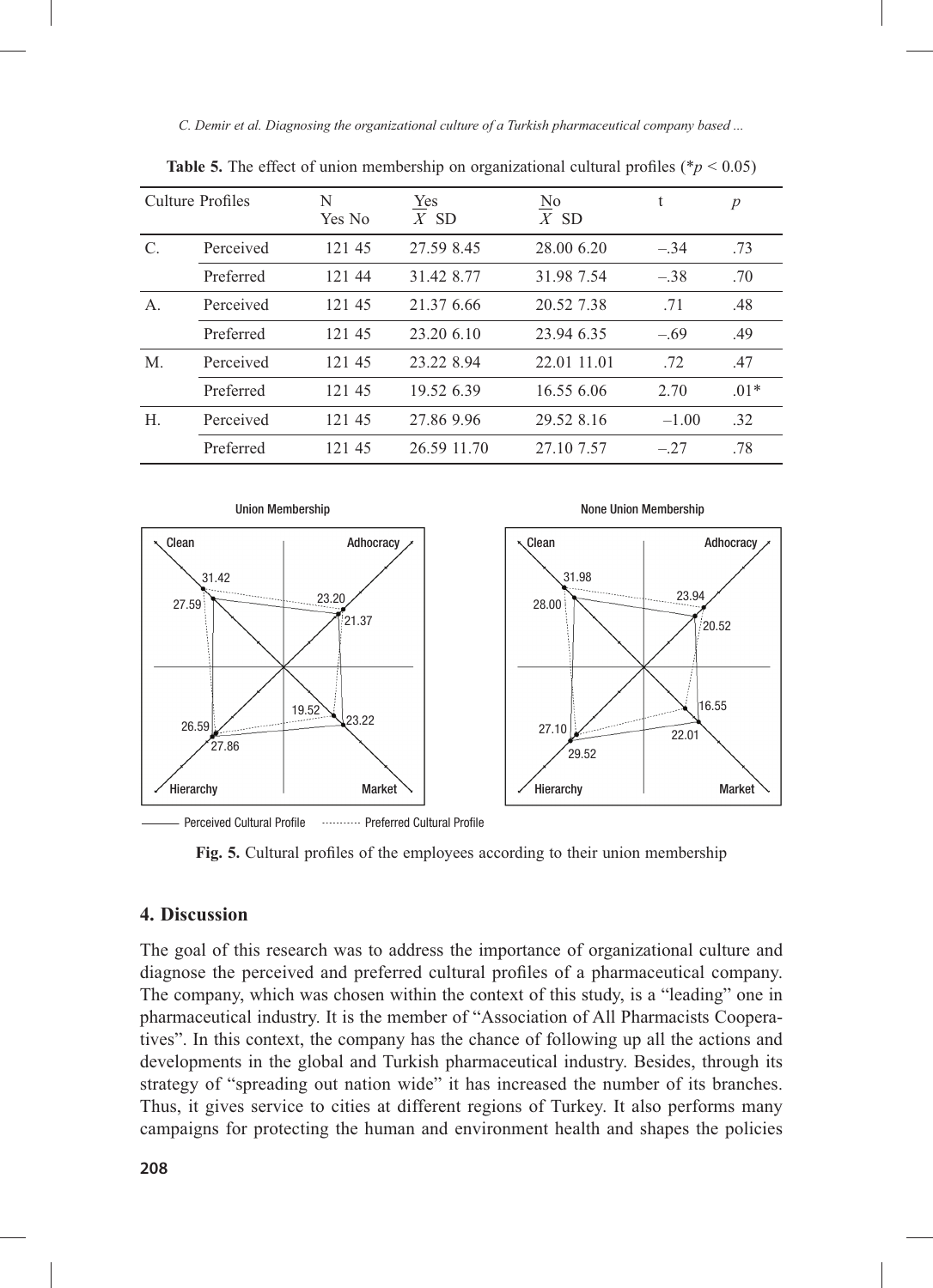**Table 5.** The effect of union membership on organizational cultural profiles (*$p < 0.05$)

| Culture Profiles | | N Yes No | Yes $\bar{X}$ SD | No $\bar{X}$ SD | t | $p$ |
|---|---|---|---|---|---|---|
| C. | Perceived | 121 45 | 27.59 8.45 | 28.00 6.20 | –.34 | .73 |
| | Preferred | 121 44 | 31.42 8.77 | 31.98 7.54 | –.38 | .70 |
| A. | Perceived | 121 45 | 21.37 6.66 | 20.52 7.38 | .71 | .48 |
| | Preferred | 121 45 | 23.20 6.10 | 23.94 6.35 | –.69 | .49 |
| M. | Perceived | 121 45 | 23.22 8.94 | 22.01 11.01 | .72 | .47 |
| | Preferred | 121 45 | 19.52 6.39 | 16.55 6.06 | 2.70 | .01* |
| H. | Perceived | 121 45 | 27.86 9.96 | 29.52 8.16 | –1.00 | .32 |
| | Preferred | 121 45 | 26.59 11.70 | 27.10 7.57 | –.27 | .78 |

**Fig. 5.** Cultural profiles of the employees according to their union membership

## 4. Discussion

The goal of this research was to address the importance of organizational culture and diagnose the perceived and preferred cultural profiles of a pharmaceutical company. The company, which was chosen within the context of this study, is a "leading" one in pharmaceutical industry. It is the member of "Association of All Pharmacists Cooperatives". In this context, the company has the chance of following up all the actions and developments in the global and Turkish pharmaceutical industry. Besides, through its strategy of "spreading out nation wide" it has increased the number of its branches. Thus, it gives service to cities at different regions of Turkey. It also performs many campaigns for protecting the human and environment health and shapes the policies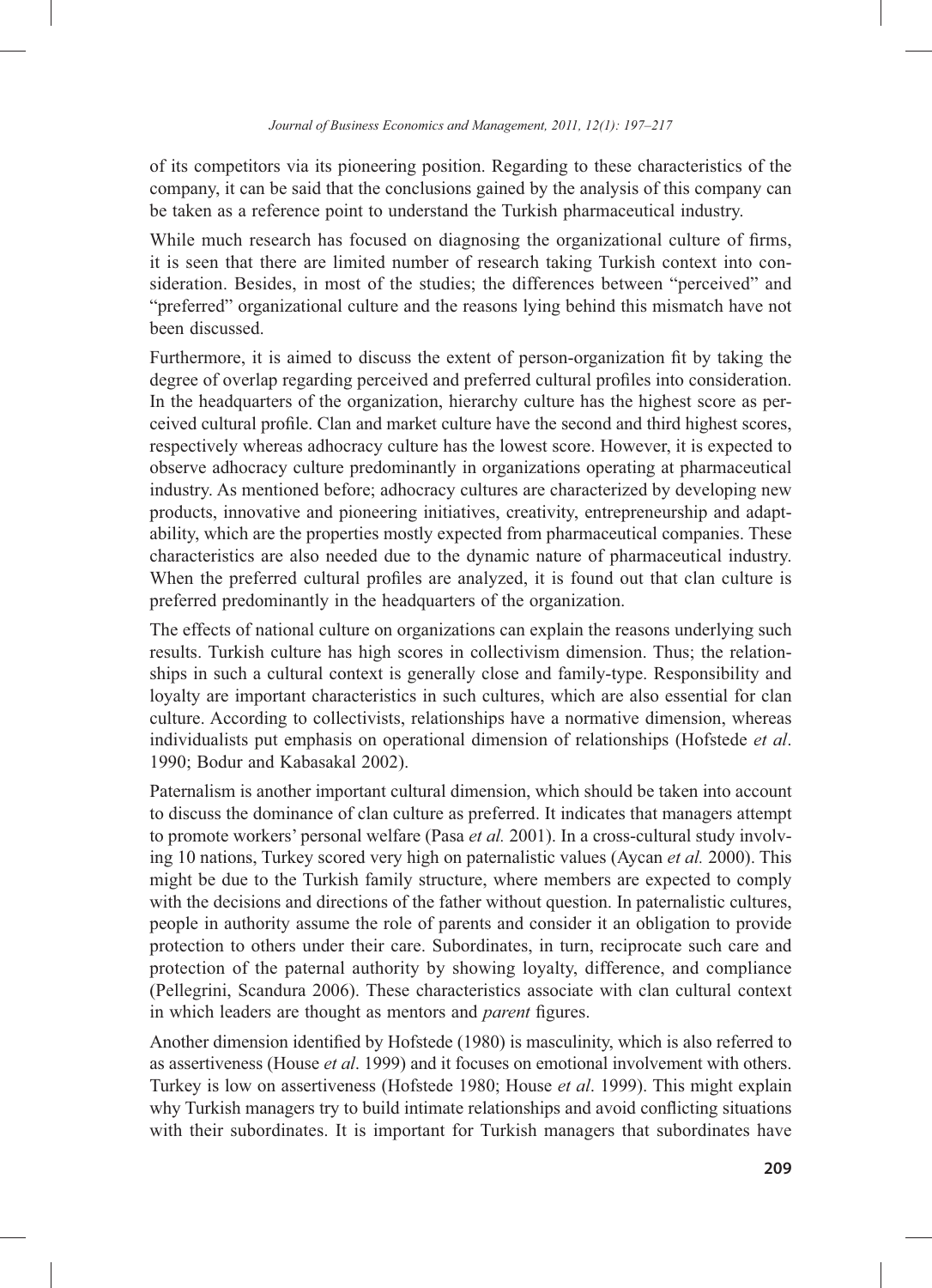of its competitors via its pioneering position. Regarding to these characteristics of the company, it can be said that the conclusions gained by the analysis of this company can be taken as a reference point to understand the Turkish pharmaceutical industry.

While much research has focused on diagnosing the organizational culture of firms, it is seen that there are limited number of research taking Turkish context into consideration. Besides, in most of the studies; the differences between "perceived" and "preferred" organizational culture and the reasons lying behind this mismatch have not been discussed.

Furthermore, it is aimed to discuss the extent of person-organization fit by taking the degree of overlap regarding perceived and preferred cultural profiles into consideration. In the headquarters of the organization, hierarchy culture has the highest score as perceived cultural profile. Clan and market culture have the second and third highest scores, respectively whereas adhocracy culture has the lowest score. However, it is expected to observe adhocracy culture predominantly in organizations operating at pharmaceutical industry. As mentioned before; adhocracy cultures are characterized by developing new products, innovative and pioneering initiatives, creativity, entrepreneurship and adaptability, which are the properties mostly expected from pharmaceutical companies. These characteristics are also needed due to the dynamic nature of pharmaceutical industry. When the preferred cultural profiles are analyzed, it is found out that clan culture is preferred predominantly in the headquarters of the organization.

The effects of national culture on organizations can explain the reasons underlying such results. Turkish culture has high scores in collectivism dimension. Thus; the relationships in such a cultural context is generally close and family-type. Responsibility and loyalty are important characteristics in such cultures, which are also essential for clan culture. According to collectivists, relationships have a normative dimension, whereas individualists put emphasis on operational dimension of relationships (Hofstede *et al*. 1990; Bodur and Kabasakal 2002).

Paternalism is another important cultural dimension, which should be taken into account to discuss the dominance of clan culture as preferred. It indicates that managers attempt to promote workers' personal welfare (Pasa *et al.* 2001). In a cross-cultural study involving 10 nations, Turkey scored very high on paternalistic values (Aycan *et al.* 2000). This might be due to the Turkish family structure, where members are expected to comply with the decisions and directions of the father without question. In paternalistic cultures, people in authority assume the role of parents and consider it an obligation to provide protection to others under their care. Subordinates, in turn, reciprocate such care and protection of the paternal authority by showing loyalty, difference, and compliance (Pellegrini, Scandura 2006). These characteristics associate with clan cultural context in which leaders are thought as mentors and *parent* figures.

Another dimension identified by Hofstede (1980) is masculinity, which is also referred to as assertiveness (House *et al*. 1999) and it focuses on emotional involvement with others. Turkey is low on assertiveness (Hofstede 1980; House *et al*. 1999). This might explain why Turkish managers try to build intimate relationships and avoid conflicting situations with their subordinates. It is important for Turkish managers that subordinates have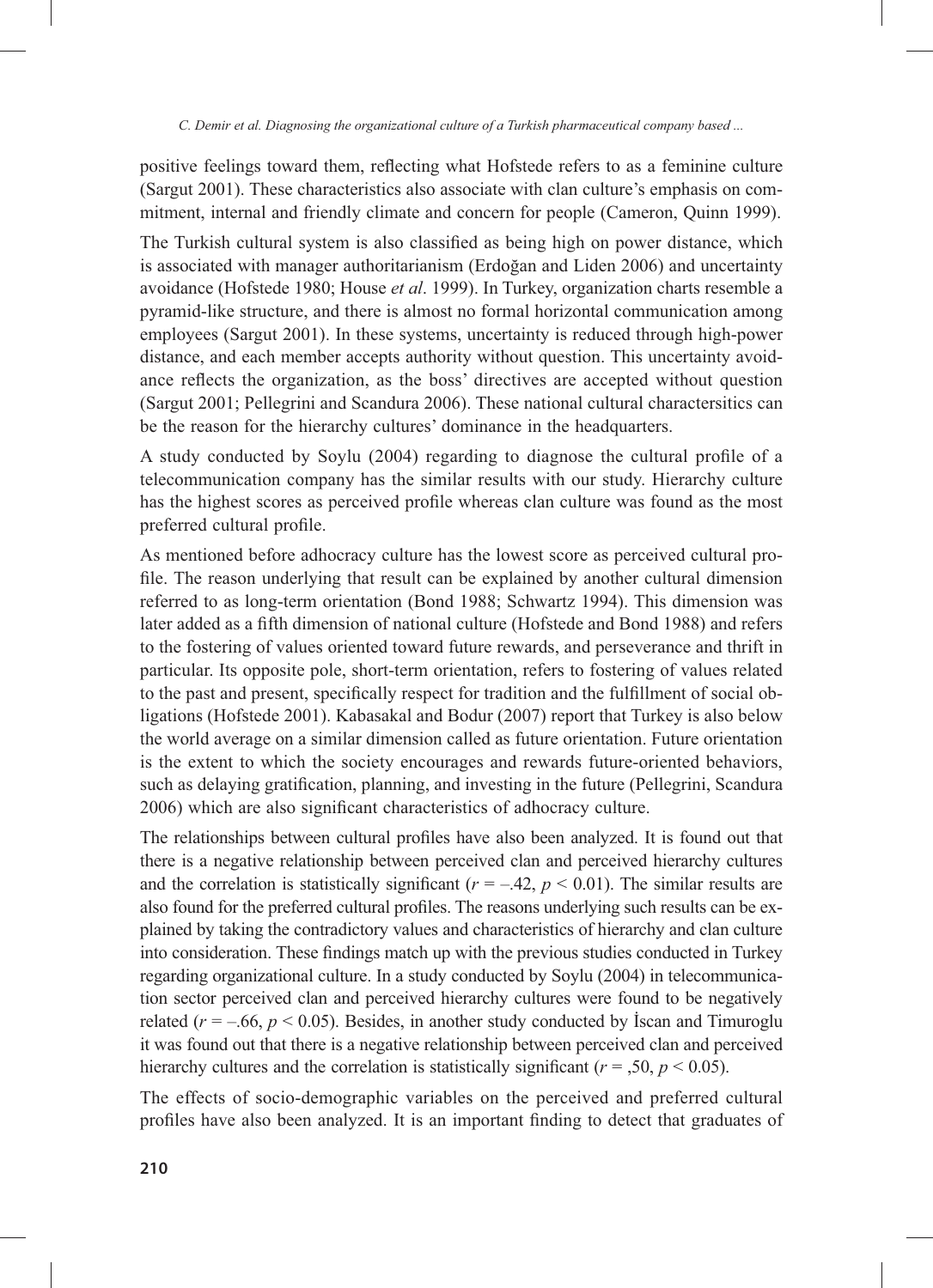positive feelings toward them, reflecting what Hofstede refers to as a feminine culture (Sargut 2001). These characteristics also associate with clan culture's emphasis on commitment, internal and friendly climate and concern for people (Cameron, Quinn 1999).

The Turkish cultural system is also classified as being high on power distance, which is associated with manager authoritarianism (Erdoğan and Liden 2006) and uncertainty avoidance (Hofstede 1980; House *et al*. 1999). In Turkey, organization charts resemble a pyramid-like structure, and there is almost no formal horizontal communication among employees (Sargut 2001). In these systems, uncertainty is reduced through high-power distance, and each member accepts authority without question. This uncertainty avoidance reflects the organization, as the boss' directives are accepted without question (Sargut 2001; Pellegrini and Scandura 2006). These national cultural charactersitics can be the reason for the hierarchy cultures' dominance in the headquarters.

A study conducted by Soylu (2004) regarding to diagnose the cultural profile of a telecommunication company has the similar results with our study. Hierarchy culture has the highest scores as perceived profile whereas clan culture was found as the most preferred cultural profile.

As mentioned before adhocracy culture has the lowest score as perceived cultural profile. The reason underlying that result can be explained by another cultural dimension referred to as long-term orientation (Bond 1988; Schwartz 1994). This dimension was later added as a fifth dimension of national culture (Hofstede and Bond 1988) and refers to the fostering of values oriented toward future rewards, and perseverance and thrift in particular. Its opposite pole, short-term orientation, refers to fostering of values related to the past and present, specifically respect for tradition and the fulfillment of social obligations (Hofstede 2001). Kabasakal and Bodur (2007) report that Turkey is also below the world average on a similar dimension called as future orientation. Future orientation is the extent to which the society encourages and rewards future-oriented behaviors, such as delaying gratification, planning, and investing in the future (Pellegrini, Scandura 2006) which are also significant characteristics of adhocracy culture.

The relationships between cultural profiles have also been analyzed. It is found out that there is a negative relationship between perceived clan and perceived hierarchy cultures and the correlation is statistically significant ($r = -.42$, $p < 0.01$). The similar results are also found for the preferred cultural profiles. The reasons underlying such results can be explained by taking the contradictory values and characteristics of hierarchy and clan culture into consideration. These findings match up with the previous studies conducted in Turkey regarding organizational culture. In a study conducted by Soylu (2004) in telecommunication sector perceived clan and perceived hierarchy cultures were found to be negatively related ($r = -.66$, $p < 0.05$). Besides, in another study conducted by İscan and Timuroglu it was found out that there is a negative relationship between perceived clan and perceived hierarchy cultures and the correlation is statistically significant ($r = ,50$, $p < 0.05$).

The effects of socio-demographic variables on the perceived and preferred cultural profiles have also been analyzed. It is an important finding to detect that graduates of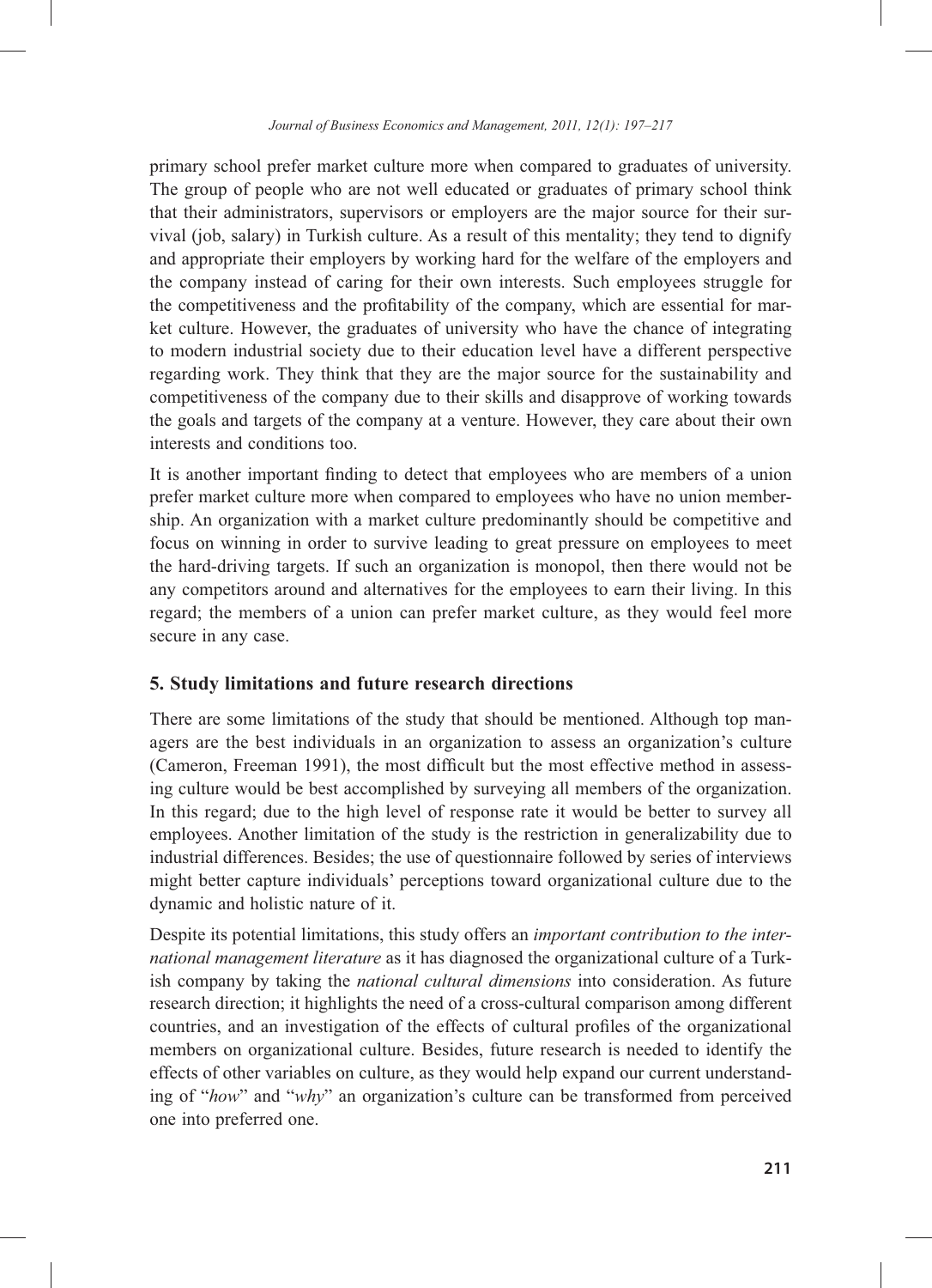primary school prefer market culture more when compared to graduates of university. The group of people who are not well educated or graduates of primary school think that their administrators, supervisors or employers are the major source for their survival (job, salary) in Turkish culture. As a result of this mentality; they tend to dignify and appropriate their employers by working hard for the welfare of the employers and the company instead of caring for their own interests. Such employees struggle for the competitiveness and the profitability of the company, which are essential for market culture. However, the graduates of university who have the chance of integrating to modern industrial society due to their education level have a different perspective regarding work. They think that they are the major source for the sustainability and competitiveness of the company due to their skills and disapprove of working towards the goals and targets of the company at a venture. However, they care about their own interests and conditions too.

It is another important finding to detect that employees who are members of a union prefer market culture more when compared to employees who have no union membership. An organization with a market culture predominantly should be competitive and focus on winning in order to survive leading to great pressure on employees to meet the hard-driving targets. If such an organization is monopol, then there would not be any competitors around and alternatives for the employees to earn their living. In this regard; the members of a union can prefer market culture, as they would feel more secure in any case.

## 5. Study limitations and future research directions

There are some limitations of the study that should be mentioned. Although top managers are the best individuals in an organization to assess an organization's culture (Cameron, Freeman 1991), the most difficult but the most effective method in assessing culture would be best accomplished by surveying all members of the organization. In this regard; due to the high level of response rate it would be better to survey all employees. Another limitation of the study is the restriction in generalizability due to industrial differences. Besides; the use of questionnaire followed by series of interviews might better capture individuals' perceptions toward organizational culture due to the dynamic and holistic nature of it.

Despite its potential limitations, this study offers an *important contribution to the international management literature* as it has diagnosed the organizational culture of a Turkish company by taking the *national cultural dimensions* into consideration. As future research direction; it highlights the need of a cross-cultural comparison among different countries, and an investigation of the effects of cultural profiles of the organizational members on organizational culture. Besides, future research is needed to identify the effects of other variables on culture, as they would help expand our current understanding of "*how*" and "*why*" an organization's culture can be transformed from perceived one into preferred one.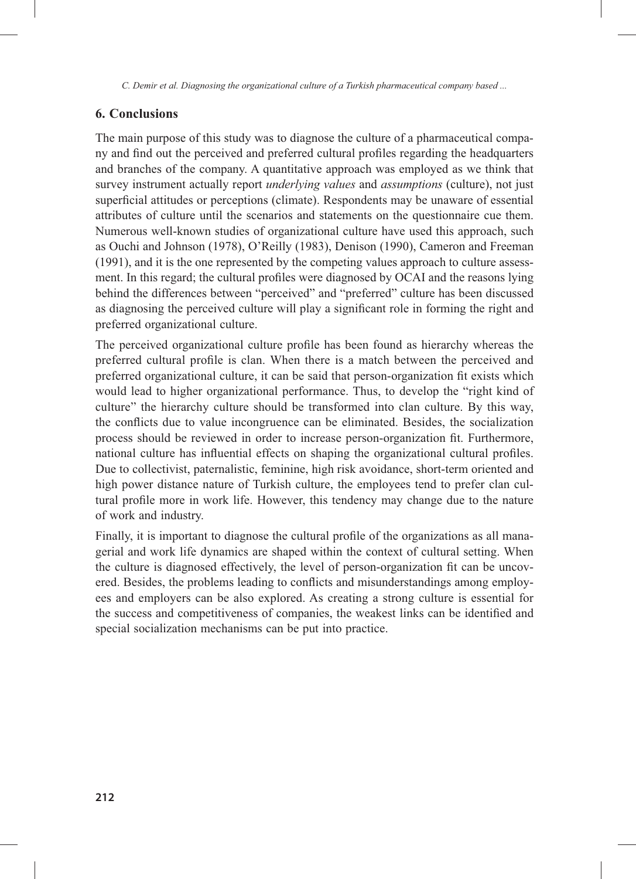## 6. Conclusions

The main purpose of this study was to diagnose the culture of a pharmaceutical company and find out the perceived and preferred cultural profiles regarding the headquarters and branches of the company. A quantitative approach was employed as we think that survey instrument actually report *underlying values* and *assumptions* (culture), not just superficial attitudes or perceptions (climate). Respondents may be unaware of essential attributes of culture until the scenarios and statements on the questionnaire cue them. Numerous well-known studies of organizational culture have used this approach, such as Ouchi and Johnson (1978), O'Reilly (1983), Denison (1990), Cameron and Freeman (1991), and it is the one represented by the competing values approach to culture assessment. In this regard; the cultural profiles were diagnosed by OCAI and the reasons lying behind the differences between "perceived" and "preferred" culture has been discussed as diagnosing the perceived culture will play a significant role in forming the right and preferred organizational culture.

The perceived organizational culture profile has been found as hierarchy whereas the preferred cultural profile is clan. When there is a match between the perceived and preferred organizational culture, it can be said that person-organization fit exists which would lead to higher organizational performance. Thus, to develop the "right kind of culture" the hierarchy culture should be transformed into clan culture. By this way, the conflicts due to value incongruence can be eliminated. Besides, the socialization process should be reviewed in order to increase person-organization fit. Furthermore, national culture has influential effects on shaping the organizational cultural profiles. Due to collectivist, paternalistic, feminine, high risk avoidance, short-term oriented and high power distance nature of Turkish culture, the employees tend to prefer clan cultural profile more in work life. However, this tendency may change due to the nature of work and industry.

Finally, it is important to diagnose the cultural profile of the organizations as all managerial and work life dynamics are shaped within the context of cultural setting. When the culture is diagnosed effectively, the level of person-organization fit can be uncovered. Besides, the problems leading to conflicts and misunderstandings among employees and employers can be also explored. As creating a strong culture is essential for the success and competitiveness of companies, the weakest links can be identified and special socialization mechanisms can be put into practice.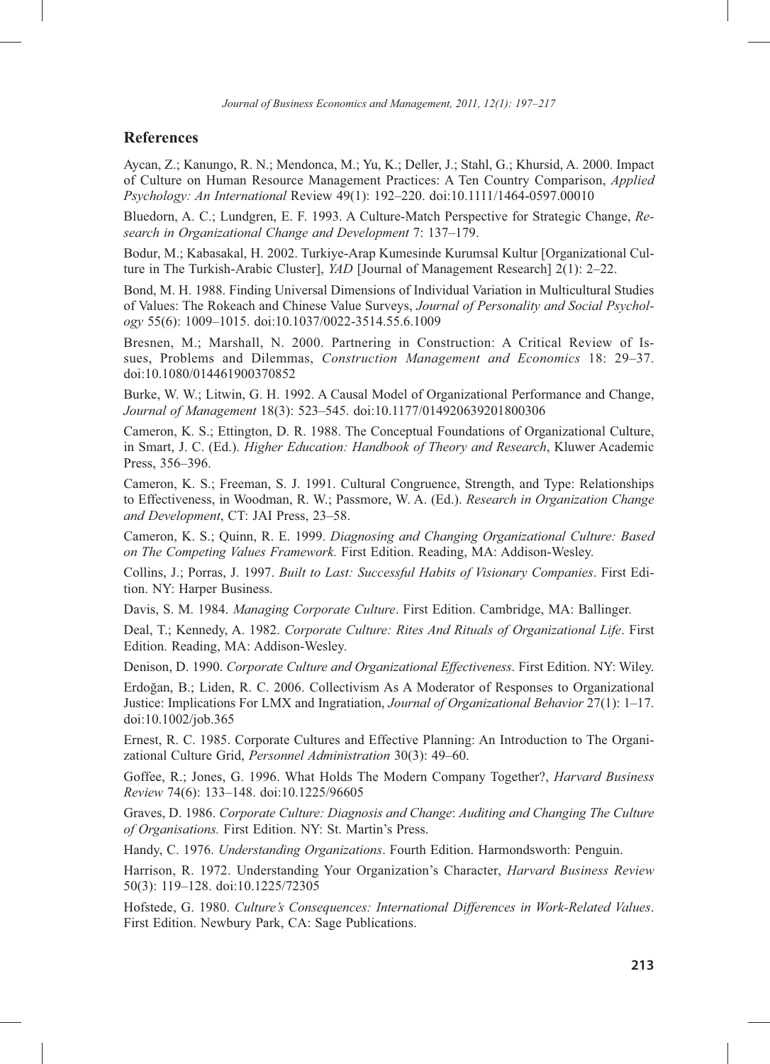## References

Aycan, Z.; Kanungo, R. N.; Mendonca, M.; Yu, K.; Deller, J.; Stahl, G.; Khursid, A. 2000. Impact of Culture on Human Resource Management Practices: A Ten Country Comparison, *Applied Psychology: An International* Review 49(1): 192–220. doi:10.1111/1464-0597.00010

Bluedorn, A. C.; Lundgren, E. F. 1993. A Culture-Match Perspective for Strategic Change, *Research in Organizational Change and Development* 7: 137–179.

Bodur, M.; Kabasakal, H. 2002. Turkiye-Arap Kumesinde Kurumsal Kultur [Organizational Culture in The Turkish-Arabic Cluster], *YAD* [Journal of Management Research] 2(1): 2–22.

Bond, M. H. 1988. Finding Universal Dimensions of Individual Variation in Multicultural Studies of Values: The Rokeach and Chinese Value Surveys, *Journal of Personality and Social Psychology* 55(6): 1009–1015. doi:10.1037/0022-3514.55.6.1009

Bresnen, M.; Marshall, N. 2000. Partnering in Construction: A Critical Review of Issues, Problems and Dilemmas, *Construction Management and Economics* 18: 29–37. doi:10.1080/014461900370852

Burke, W. W.; Litwin, G. H. 1992. A Causal Model of Organizational Performance and Change, *Journal of Management* 18(3): 523–545. doi:10.1177/014920639201800306

Cameron, K. S.; Ettington, D. R. 1988. The Conceptual Foundations of Organizational Culture, in Smart, J. C. (Ed.). *Higher Education: Handbook of Theory and Research*, Kluwer Academic Press, 356–396.

Cameron, K. S.; Freeman, S. J. 1991. Cultural Congruence, Strength, and Type: Relationships to Effectiveness, in Woodman, R. W.; Passmore, W. A. (Ed.). *Research in Organization Change and Development*, CT: JAI Press, 23–58.

Cameron, K. S.; Quinn, R. E. 1999. *Diagnosing and Changing Organizational Culture: Based on The Competing Values Framework.* First Edition. Reading, MA: Addison-Wesley.

Collins, J.; Porras, J. 1997. *Built to Last: Successful Habits of Visionary Companies*. First Edition. NY: Harper Business.

Davis, S. M. 1984. *Managing Corporate Culture*. First Edition. Cambridge, MA: Ballinger.

Deal, T.; Kennedy, A. 1982. *Corporate Culture: Rites And Rituals of Organizational Life*. First Edition. Reading, MA: Addison-Wesley.

Denison, D. 1990. *Corporate Culture and Organizational Effectiveness*. First Edition. NY: Wiley.

Erdoğan, B.; Liden, R. C. 2006. Collectivism As A Moderator of Responses to Organizational Justice: Implications For LMX and Ingratiation, *Journal of Organizational Behavior* 27(1): 1–17. doi:10.1002/job.365

Ernest, R. C. 1985. Corporate Cultures and Effective Planning: An Introduction to The Organizational Culture Grid, *Personnel Administration* 30(3): 49–60.

Goffee, R.; Jones, G. 1996. What Holds The Modern Company Together?, *Harvard Business Review* 74(6): 133–148. doi:10.1225/96605

Graves, D. 1986. *Corporate Culture: Diagnosis and Change*: *Auditing and Changing The Culture of Organisations.* First Edition. NY: St. Martin's Press.

Handy, C. 1976. *Understanding Organizations*. Fourth Edition. Harmondsworth: Penguin.

Harrison, R. 1972. Understanding Your Organization's Character, *Harvard Business Review* 50(3): 119–128. doi:10.1225/72305

Hofstede, G. 1980. *Culture's Consequences: International Differences in Work-Related Values*. First Edition. Newbury Park, CA: Sage Publications.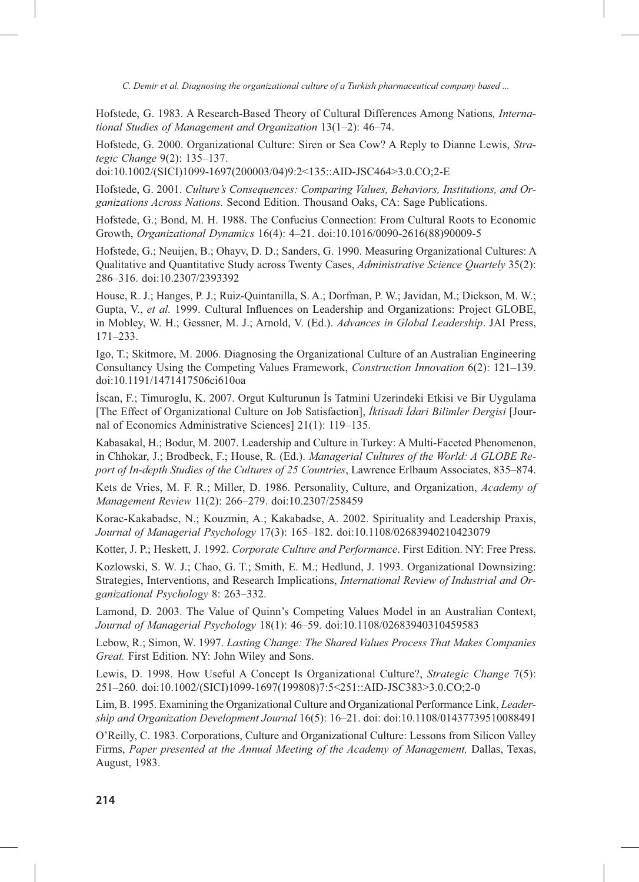Hofstede, G. 1983. A Research-Based Theory of Cultural Differences Among Nations*, International Studies of Management and Organization* 13(1–2): 46–74.

Hofstede, G. 2000. Organizational Culture: Siren or Sea Cow? A Reply to Dianne Lewis, *Strategic Change* 9(2): 135–137. doi:10.1002/(SICI)1099-1697(200003/04)9:2<135::AID-JSC464>3.0.CO;2-E

Hofstede, G. 2001. *Culture's Consequences: Comparing Values, Behaviors, Institutions, and Organizations Across Nations.* Second Edition. Thousand Oaks, CA: Sage Publications.

Hofstede, G.; Bond, M. H. 1988. The Confucius Connection: From Cultural Roots to Economic Growth, *Organizational Dynamics* 16(4): 4–21. doi:10.1016/0090-2616(88)90009-5

Hofstede, G.; Neuijen, B.; Ohayv, D. D.; Sanders, G. 1990. Measuring Organizational Cultures: A Qualitative and Quantitative Study across Twenty Cases, *Administrative Science Quartely* 35(2): 286–316. doi:10.2307/2393392

House, R. J.; Hanges, P. J.; Ruiz-Quintanilla, S. A.; Dorfman, P. W.; Javidan, M.; Dickson, M. W.; Gupta, V., *et al.* 1999. Cultural Influences on Leadership and Organizations: Project GLOBE, in Mobley, W. H.; Gessner, M. J.; Arnold, V. (Ed.). *Advances in Global Leadership*. JAI Press, 171–233.

Igo, T.; Skitmore, M. 2006. Diagnosing the Organizational Culture of an Australian Engineering Consultancy Using the Competing Values Framework, *Construction Innovation* 6(2): 121–139. doi:10.1191/1471417506ci610oa

İscan, F.; Timuroglu, K. 2007. Orgut Kulturunun İs Tatmini Uzerindeki Etkisi ve Bir Uygulama [The Effect of Organizational Culture on Job Satisfaction], *İktisadi İdari Bilimler Dergisi* [Journal of Economics Administrative Sciences] 21(1): 119–135.

Kabasakal, H.; Bodur, M. 2007. Leadership and Culture in Turkey: A Multi-Faceted Phenomenon, in Chhokar, J.; Brodbeck, F.; House, R. (Ed.). *Managerial Cultures of the World: A GLOBE Report of In-depth Studies of the Cultures of 25 Countries*, Lawrence Erlbaum Associates, 835–874.

Kets de Vries, M. F. R.; Miller, D. 1986. Personality, Culture, and Organization, *Academy of Management Review* 11(2): 266–279. doi:10.2307/258459

Korac-Kakabadse, N.; Kouzmin, A.; Kakabadse, A. 2002. Spirituality and Leadership Praxis, *Journal of Managerial Psychology* 17(3): 165–182. doi:10.1108/02683940210423079

Kotter, J. P.; Heskett, J. 1992. *Corporate Culture and Performance*. First Edition. NY: Free Press.

Kozlowski, S. W. J.; Chao, G. T.; Smith, E. M.; Hedlund, J. 1993. Organizational Downsizing: Strategies, Interventions, and Research Implications, *International Review of Industrial and Organizational Psychology* 8: 263–332.

Lamond, D. 2003. The Value of Quinn's Competing Values Model in an Australian Context, *Journal of Managerial Psychology* 18(1): 46–59. doi:10.1108/02683940310459583

Lebow, R.; Simon, W. 1997. *Lasting Change: The Shared Values Process That Makes Companies Great.* First Edition. NY: John Wiley and Sons.

Lewis, D. 1998. How Useful A Concept Is Organizational Culture?, *Strategic Change* 7(5): 251–260. doi:10.1002/(SICI)1099-1697(199808)7:5<251::AID-JSC383>3.0.CO;2-0

Lim, B. 1995. Examining the Organizational Culture and Organizational Performance Link, *Leadership and Organization Development Journal* 16(5): 16–21. doi: doi:10.1108/01437739510088491

O'Reilly, C. 1983. Corporations, Culture and Organizational Culture: Lessons from Silicon Valley Firms, *Paper presented at the Annual Meeting of the Academy of Management,* Dallas, Texas, August, 1983.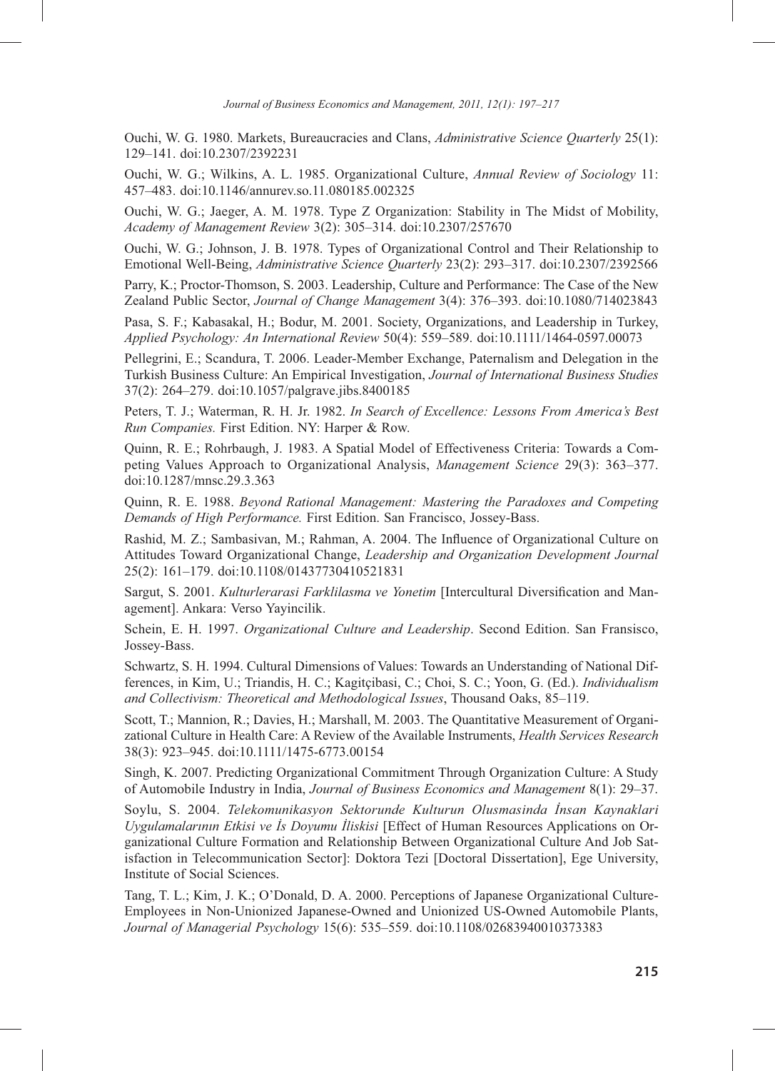Ouchi, W. G. 1980. Markets, Bureaucracies and Clans, *Administrative Science Quarterly* 25(1): 129–141. doi:10.2307/2392231

Ouchi, W. G.; Wilkins, A. L. 1985. Organizational Culture, *Annual Review of Sociology* 11: 457–483. doi:10.1146/annurev.so.11.080185.002325

Ouchi, W. G.; Jaeger, A. M. 1978. Type Z Organization: Stability in The Midst of Mobility, *Academy of Management Review* 3(2): 305–314. doi:10.2307/257670

Ouchi, W. G.; Johnson, J. B. 1978. Types of Organizational Control and Their Relationship to Emotional Well-Being, *Administrative Science Quarterly* 23(2): 293–317. doi:10.2307/2392566

Parry, K.; Proctor-Thomson, S. 2003. Leadership, Culture and Performance: The Case of the New Zealand Public Sector, *Journal of Change Management* 3(4): 376–393. doi:10.1080/714023843

Pasa, S. F.; Kabasakal, H.; Bodur, M. 2001. Society, Organizations, and Leadership in Turkey, *Applied Psychology: An International Review* 50(4): 559–589. doi:10.1111/1464-0597.00073

Pellegrini, E.; Scandura, T. 2006. Leader-Member Exchange, Paternalism and Delegation in the Turkish Business Culture: An Empirical Investigation, *Journal of International Business Studies* 37(2): 264–279. doi:10.1057/palgrave.jibs.8400185

Peters, T. J.; Waterman, R. H. Jr. 1982. *In Search of Excellence: Lessons From America's Best Run Companies.* First Edition. NY: Harper & Row.

Quinn, R. E.; Rohrbaugh, J. 1983. A Spatial Model of Effectiveness Criteria: Towards a Competing Values Approach to Organizational Analysis, *Management Science* 29(3): 363–377. doi:10.1287/mnsc.29.3.363

Quinn, R. E. 1988. *Beyond Rational Management: Mastering the Paradoxes and Competing Demands of High Performance.* First Edition. San Francisco, Jossey-Bass.

Rashid, M. Z.; Sambasivan, M.; Rahman, A. 2004. The Influence of Organizational Culture on Attitudes Toward Organizational Change, *Leadership and Organization Development Journal* 25(2): 161–179. doi:10.1108/01437730410521831

Sargut, S. 2001. *Kulturlerarasi Farklilasma ve Yonetim* [Intercultural Diversification and Management]. Ankara: Verso Yayincilik.

Schein, E. H. 1997. *Organizational Culture and Leadership*. Second Edition. San Fransisco, Jossey-Bass.

Schwartz, S. H. 1994. Cultural Dimensions of Values: Towards an Understanding of National Differences, in Kim, U.; Triandis, H. C.; Kagitçibasi, C.; Choi, S. C.; Yoon, G. (Ed.). *Individualism and Collectivism: Theoretical and Methodological Issues*, Thousand Oaks, 85–119.

Scott, T.; Mannion, R.; Davies, H.; Marshall, M. 2003. The Quantitative Measurement of Organizational Culture in Health Care: A Review of the Available Instruments, *Health Services Research* 38(3): 923–945. doi:10.1111/1475-6773.00154

Singh, K. 2007. Predicting Organizational Commitment Through Organization Culture: A Study of Automobile Industry in India, *Journal of Business Economics and Management* 8(1): 29–37.

Soylu, S. 2004. *Telekomunikasyon Sektorunde Kulturun Olusmasinda İnsan Kaynaklari Uygulamalarının Etkisi ve İs Doyumu İliskisi* [Effect of Human Resources Applications on Organizational Culture Formation and Relationship Between Organizational Culture And Job Satisfaction in Telecommunication Sector]: Doktora Tezi [Doctoral Dissertation], Ege University, Institute of Social Sciences.

Tang, T. L.; Kim, J. K.; O'Donald, D. A. 2000. Perceptions of Japanese Organizational Culture-Employees in Non-Unionized Japanese-Owned and Unionized US-Owned Automobile Plants, *Journal of Managerial Psychology* 15(6): 535–559. doi:10.1108/02683940010373383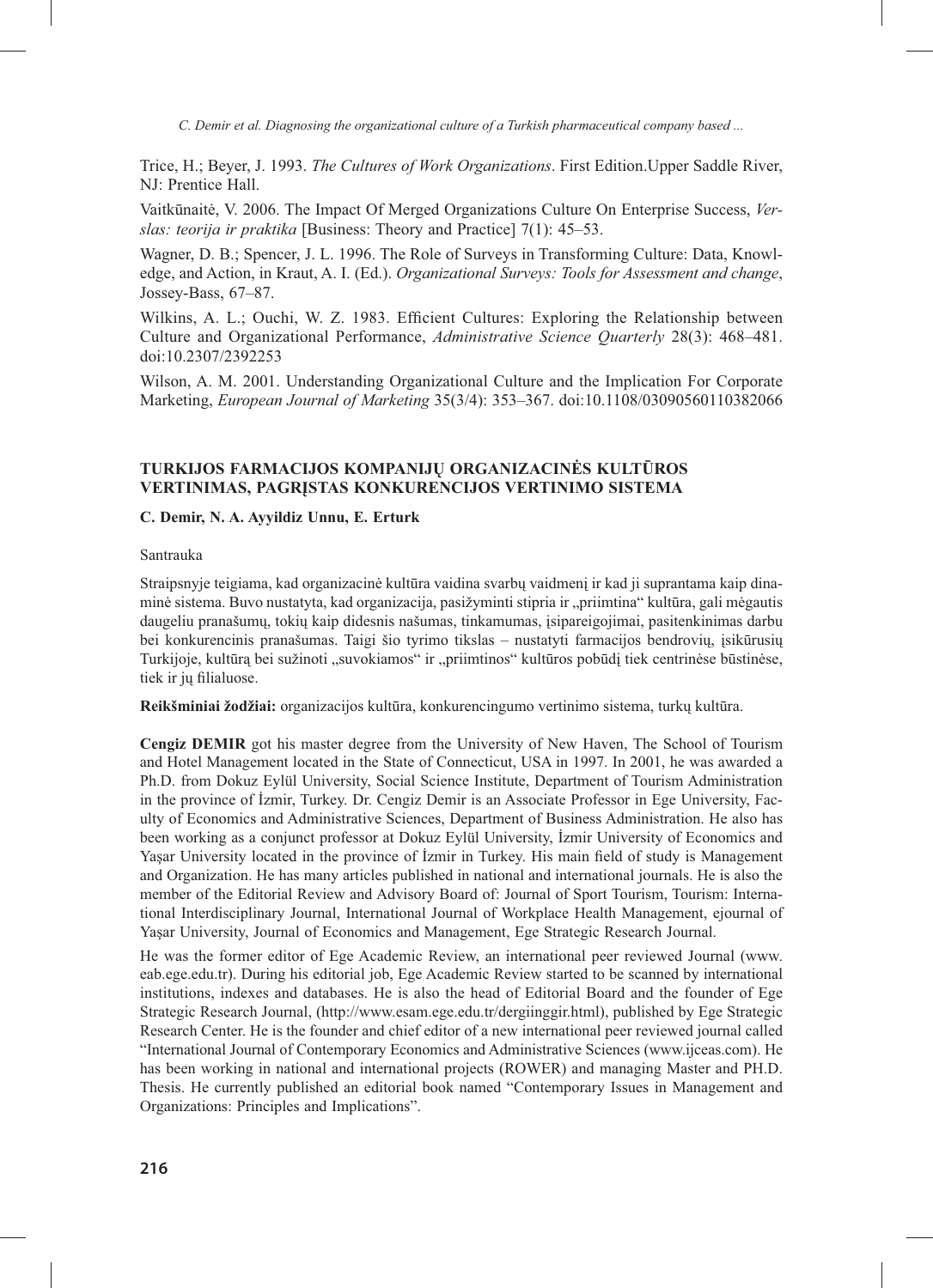Trice, H.; Beyer, J. 1993. *The Cultures of Work Organizations*. First Edition.Upper Saddle River, NJ: Prentice Hall.

Vaitkūnaitė, V. 2006. The Impact Of Merged Organizations Culture On Enterprise Success, *Verslas: teorija ir praktika* [Business: Theory and Practice] 7(1): 45–53.

Wagner, D. B.; Spencer, J. L. 1996. The Role of Surveys in Transforming Culture: Data, Knowledge, and Action, in Kraut, A. I. (Ed.). *Organizational Surveys: Tools for Assessment and change*, Jossey-Bass, 67–87.

Wilkins, A. L.; Ouchi, W. Z. 1983. Efficient Cultures: Exploring the Relationship between Culture and Organizational Performance, *Administrative Science Quarterly* 28(3): 468–481. doi:10.2307/2392253

Wilson, A. M. 2001. Understanding Organizational Culture and the Implication For Corporate Marketing, *European Journal of Marketing* 35(3/4): 353–367. doi:10.1108/03090560110382066

## TURKIJOS FARMACIJOS KOMPANIJŲ ORGANIZACINĖS KULTŪROS VERTINIMAS, PAGRĮSTAS KONKURENCIJOS VERTINIMO SISTEMA

**C. Demir, N. A. Ayyildiz Unnu, E. Erturk**

Santrauka

Straipsnyje teigiama, kad organizacinė kultūra vaidina svarbų vaidmenį ir kad ji suprantama kaip dinaminė sistema. Buvo nustatyta, kad organizacija, pasižyminti stipria ir „priimtina" kultūra, gali mėgautis daugeliu pranašumų, tokių kaip didesnis našumas, tinkamumas, įsipareigojimai, pasitenkinimas darbu bei konkurencinis pranašumas. Taigi šio tyrimo tikslas – nustatyti farmacijos bendrovių, įsikūrusių Turkijoje, kultūrą bei sužinoti „suvokiamos" ir „priimtinos" kultūros pobūdį tiek centrinėse būstinėse, tiek ir jų filialuose.

**Reikšminiai žodžiai:** organizacijos kultūra, konkurencingumo vertinimo sistema, turkų kultūra.

**Cengiz DEMIR** got his master degree from the University of New Haven, The School of Tourism and Hotel Management located in the State of Connecticut, USA in 1997. In 2001, he was awarded a Ph.D. from Dokuz Eylül University, Social Science Institute, Department of Tourism Administration in the province of İzmir, Turkey. Dr. Cengiz Demir is an Associate Professor in Ege University, Faculty of Economics and Administrative Sciences, Department of Business Administration. He also has been working as a conjunct professor at Dokuz Eylül University, İzmir University of Economics and Yaşar University located in the province of İzmir in Turkey. His main field of study is Management and Organization. He has many articles published in national and international journals. He is also the member of the Editorial Review and Advisory Board of: Journal of Sport Tourism, Tourism: International Interdisciplinary Journal, International Journal of Workplace Health Management, ejournal of Yaşar University, Journal of Economics and Management, Ege Strategic Research Journal.

He was the former editor of Ege Academic Review, an international peer reviewed Journal (www.eab.ege.edu.tr). During his editorial job, Ege Academic Review started to be scanned by international institutions, indexes and databases. He is also the head of Editorial Board and the founder of Ege Strategic Research Journal, (http://www.esam.ege.edu.tr/dergiinggir.html), published by Ege Strategic Research Center. He is the founder and chief editor of a new international peer reviewed journal called "International Journal of Contemporary Economics and Administrative Sciences (www.ijceas.com). He has been working in national and international projects (ROWER) and managing Master and PH.D. Thesis. He currently published an editorial book named "Contemporary Issues in Management and Organizations: Principles and Implications".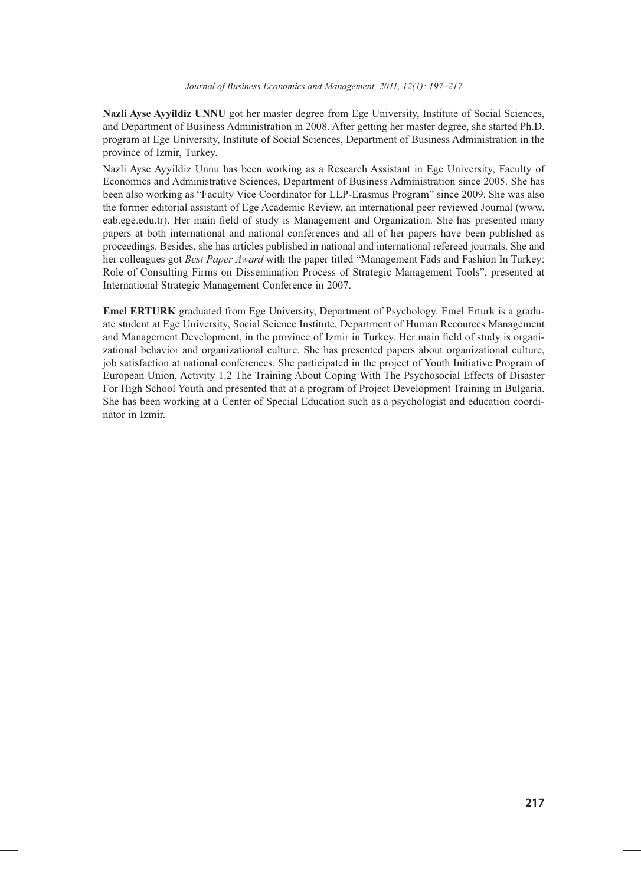**Nazli Ayse Ayyildiz UNNU** got her master degree from Ege University, Institute of Social Sciences, and Department of Business Administration in 2008. After getting her master degree, she started Ph.D. program at Ege University, Institute of Social Sciences, Department of Business Administration in the province of Izmir, Turkey.

Nazli Ayse Ayyildiz Unnu has been working as a Research Assistant in Ege University, Faculty of Economics and Administrative Sciences, Department of Business Administration since 2005. She has been also working as "Faculty Vice Coordinator for LLP-Erasmus Program" since 2009. She was also the former editorial assistant of Ege Academic Review, an international peer reviewed Journal (www.eab.ege.edu.tr). Her main field of study is Management and Organization. She has presented many papers at both international and national conferences and all of her papers have been published as proceedings. Besides, she has articles published in national and international refereed journals. She and her colleagues got *Best Paper Award* with the paper titled "Management Fads and Fashion In Turkey: Role of Consulting Firms on Dissemination Process of Strategic Management Tools", presented at International Strategic Management Conference in 2007.

**Emel ERTURK** graduated from Ege University, Department of Psychology. Emel Erturk is a graduate student at Ege University, Social Science Institute, Department of Human Recources Management and Management Development, in the province of Izmir in Turkey. Her main field of study is organizational behavior and organizational culture. She has presented papers about organizational culture, job satisfaction at national conferences. She participated in the project of Youth Initiative Program of European Union, Activity 1.2 The Training About Coping With The Psychosocial Effects of Disaster For High School Youth and presented that at a program of Project Development Training in Bulgaria. She has been working at a Center of Special Education such as a psychologist and education coordinator in Izmir.